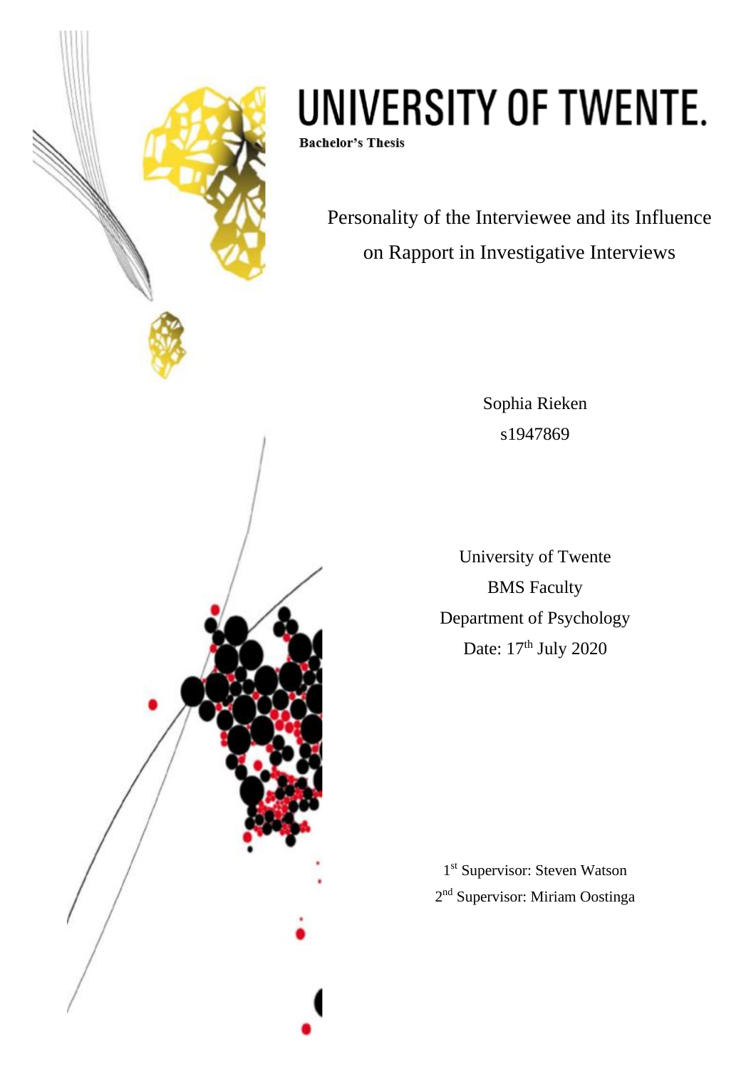# UNIVERSITY OF TWENTE.

**Bachelor's Thesis**

## Personality of the Interviewee and its Influence on Rapport in Investigative Interviews

Sophia Rieken

s1947869

University of Twente

BMS Faculty

Department of Psychology

Date: 17th July 2020

1st Supervisor: Steven Watson

2nd Supervisor: Miriam Oostinga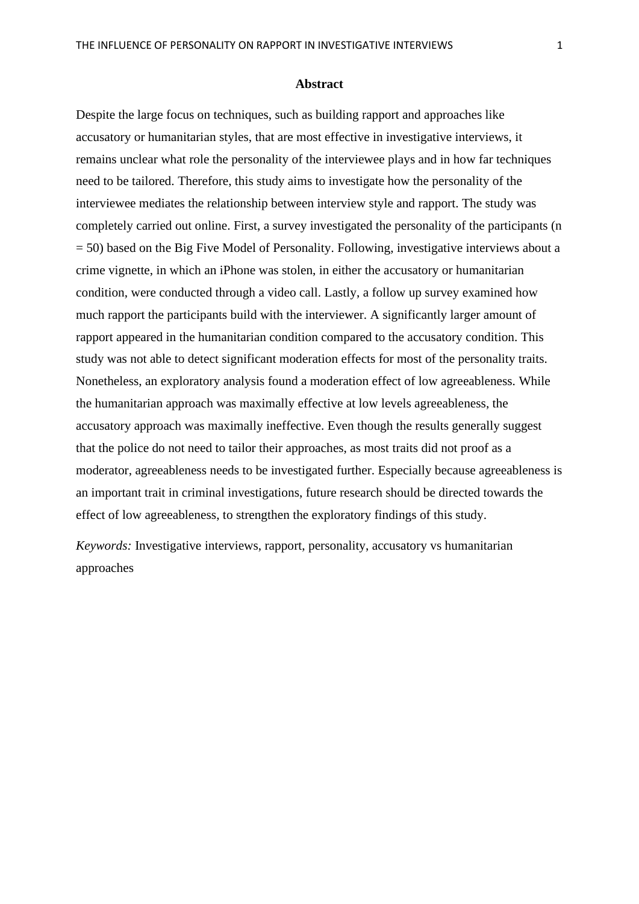## Abstract

Despite the large focus on techniques, such as building rapport and approaches like accusatory or humanitarian styles, that are most effective in investigative interviews, it remains unclear what role the personality of the interviewee plays and in how far techniques need to be tailored. Therefore, this study aims to investigate how the personality of the interviewee mediates the relationship between interview style and rapport. The study was completely carried out online. First, a survey investigated the personality of the participants (n = 50) based on the Big Five Model of Personality. Following, investigative interviews about a crime vignette, in which an iPhone was stolen, in either the accusatory or humanitarian condition, were conducted through a video call. Lastly, a follow up survey examined how much rapport the participants build with the interviewer. A significantly larger amount of rapport appeared in the humanitarian condition compared to the accusatory condition. This study was not able to detect significant moderation effects for most of the personality traits. Nonetheless, an exploratory analysis found a moderation effect of low agreeableness. While the humanitarian approach was maximally effective at low levels agreeableness, the accusatory approach was maximally ineffective. Even though the results generally suggest that the police do not need to tailor their approaches, as most traits did not proof as a moderator, agreeableness needs to be investigated further. Especially because agreeableness is an important trait in criminal investigations, future research should be directed towards the effect of low agreeableness, to strengthen the exploratory findings of this study.

*Keywords:* Investigative interviews, rapport, personality, accusatory vs humanitarian approaches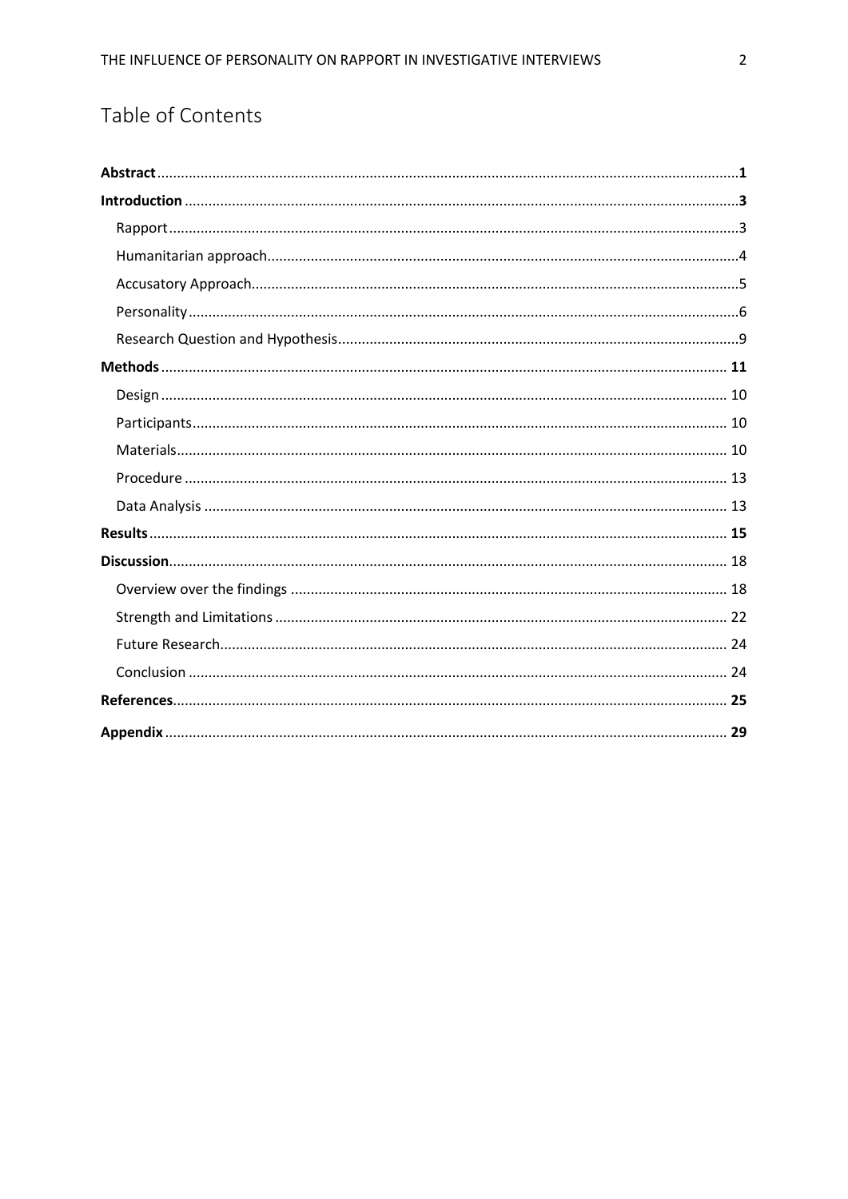# Table of Contents

**Abstract** .......... **1**

**Introduction** .......... **3**

- Rapport .......... 3
- Humanitarian approach .......... 4
- Accusatory Approach .......... 5
- Personality .......... 6
- Research Question and Hypothesis .......... 9

**Methods** .......... **11**

- Design .......... 10
- Participants .......... 10
- Materials .......... 10
- Procedure .......... 13
- Data Analysis .......... 13

**Results** .......... **15**

**Discussion** .......... 18

- Overview over the findings .......... 18
- Strength and Limitations .......... 22
- Future Research .......... 24
- Conclusion .......... 24

**References** .......... **25**

**Appendix** .......... **29**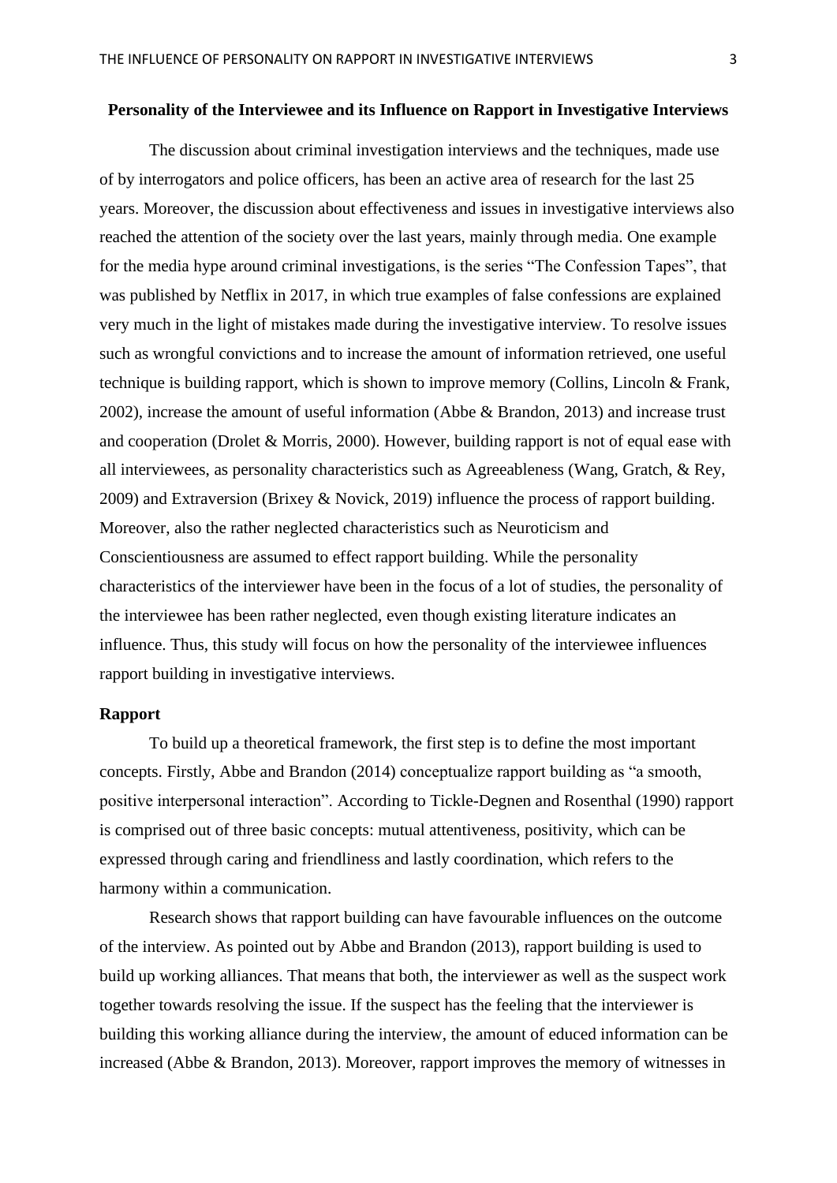## Personality of the Interviewee and its Influence on Rapport in Investigative Interviews

The discussion about criminal investigation interviews and the techniques, made use of by interrogators and police officers, has been an active area of research for the last 25 years. Moreover, the discussion about effectiveness and issues in investigative interviews also reached the attention of the society over the last years, mainly through media. One example for the media hype around criminal investigations, is the series "The Confession Tapes", that was published by Netflix in 2017, in which true examples of false confessions are explained very much in the light of mistakes made during the investigative interview. To resolve issues such as wrongful convictions and to increase the amount of information retrieved, one useful technique is building rapport, which is shown to improve memory (Collins, Lincoln & Frank, 2002), increase the amount of useful information (Abbe & Brandon, 2013) and increase trust and cooperation (Drolet & Morris, 2000). However, building rapport is not of equal ease with all interviewees, as personality characteristics such as Agreeableness (Wang, Gratch, & Rey, 2009) and Extraversion (Brixey & Novick, 2019) influence the process of rapport building. Moreover, also the rather neglected characteristics such as Neuroticism and Conscientiousness are assumed to effect rapport building. While the personality characteristics of the interviewer have been in the focus of a lot of studies, the personality of the interviewee has been rather neglected, even though existing literature indicates an influence. Thus, this study will focus on how the personality of the interviewee influences rapport building in investigative interviews.

### Rapport

To build up a theoretical framework, the first step is to define the most important concepts. Firstly, Abbe and Brandon (2014) conceptualize rapport building as "a smooth, positive interpersonal interaction". According to Tickle-Degnen and Rosenthal (1990) rapport is comprised out of three basic concepts: mutual attentiveness, positivity, which can be expressed through caring and friendliness and lastly coordination, which refers to the harmony within a communication.

Research shows that rapport building can have favourable influences on the outcome of the interview. As pointed out by Abbe and Brandon (2013), rapport building is used to build up working alliances. That means that both, the interviewer as well as the suspect work together towards resolving the issue. If the suspect has the feeling that the interviewer is building this working alliance during the interview, the amount of educed information can be increased (Abbe & Brandon, 2013). Moreover, rapport improves the memory of witnesses in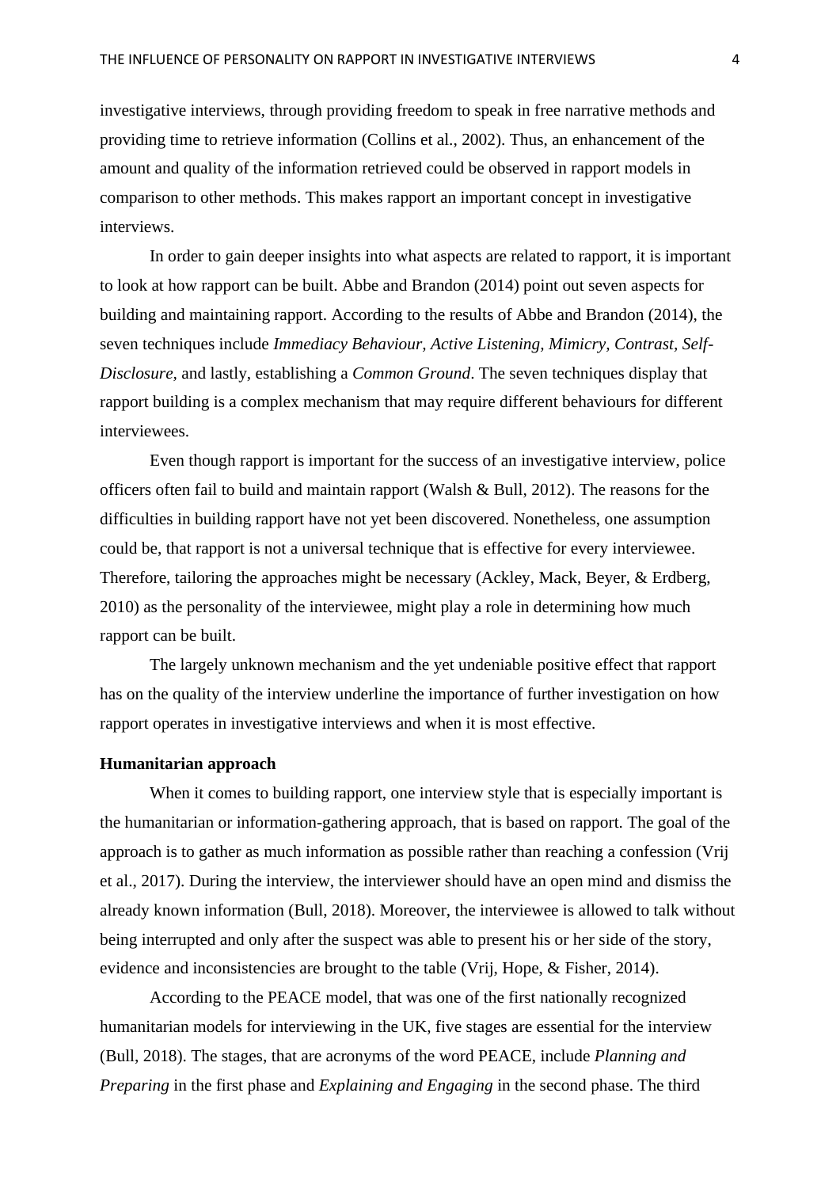investigative interviews, through providing freedom to speak in free narrative methods and providing time to retrieve information (Collins et al., 2002). Thus, an enhancement of the amount and quality of the information retrieved could be observed in rapport models in comparison to other methods. This makes rapport an important concept in investigative interviews.

In order to gain deeper insights into what aspects are related to rapport, it is important to look at how rapport can be built. Abbe and Brandon (2014) point out seven aspects for building and maintaining rapport. According to the results of Abbe and Brandon (2014), the seven techniques include *Immediacy Behaviour, Active Listening, Mimicry, Contrast, Self-Disclosure,* and lastly, establishing a *Common Ground*. The seven techniques display that rapport building is a complex mechanism that may require different behaviours for different interviewees.

Even though rapport is important for the success of an investigative interview, police officers often fail to build and maintain rapport (Walsh & Bull, 2012). The reasons for the difficulties in building rapport have not yet been discovered. Nonetheless, one assumption could be, that rapport is not a universal technique that is effective for every interviewee. Therefore, tailoring the approaches might be necessary (Ackley, Mack, Beyer, & Erdberg, 2010) as the personality of the interviewee, might play a role in determining how much rapport can be built.

The largely unknown mechanism and the yet undeniable positive effect that rapport has on the quality of the interview underline the importance of further investigation on how rapport operates in investigative interviews and when it is most effective.

**Humanitarian approach**

When it comes to building rapport, one interview style that is especially important is the humanitarian or information-gathering approach, that is based on rapport. The goal of the approach is to gather as much information as possible rather than reaching a confession (Vrij et al., 2017). During the interview, the interviewer should have an open mind and dismiss the already known information (Bull, 2018). Moreover, the interviewee is allowed to talk without being interrupted and only after the suspect was able to present his or her side of the story, evidence and inconsistencies are brought to the table (Vrij, Hope, & Fisher, 2014).

According to the PEACE model, that was one of the first nationally recognized humanitarian models for interviewing in the UK, five stages are essential for the interview (Bull, 2018). The stages, that are acronyms of the word PEACE, include *Planning and Preparing* in the first phase and *Explaining and Engaging* in the second phase. The third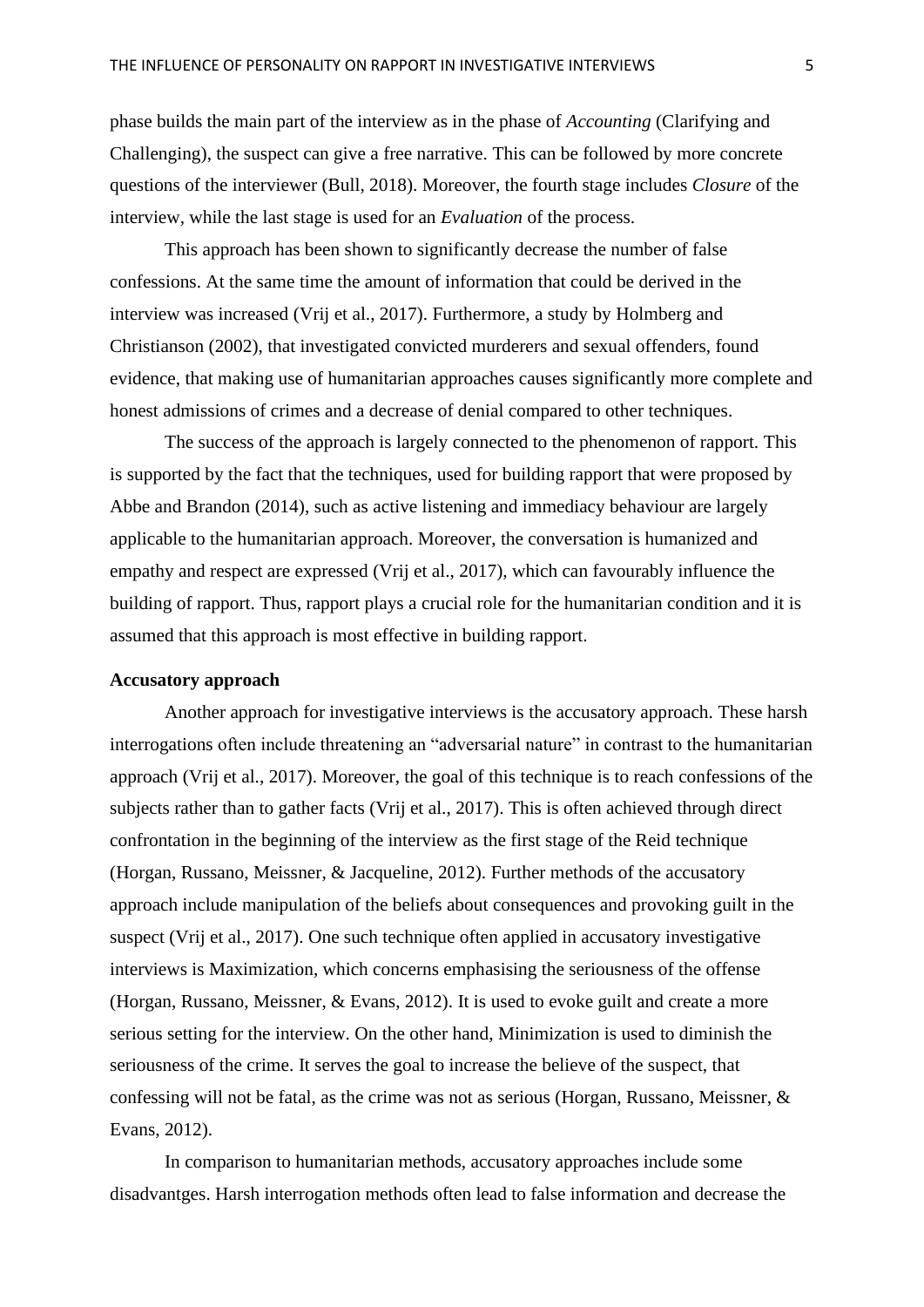phase builds the main part of the interview as in the phase of *Accounting* (Clarifying and Challenging), the suspect can give a free narrative. This can be followed by more concrete questions of the interviewer (Bull, 2018). Moreover, the fourth stage includes *Closure* of the interview, while the last stage is used for an *Evaluation* of the process.

This approach has been shown to significantly decrease the number of false confessions. At the same time the amount of information that could be derived in the interview was increased (Vrij et al., 2017). Furthermore, a study by Holmberg and Christianson (2002), that investigated convicted murderers and sexual offenders, found evidence, that making use of humanitarian approaches causes significantly more complete and honest admissions of crimes and a decrease of denial compared to other techniques.

The success of the approach is largely connected to the phenomenon of rapport. This is supported by the fact that the techniques, used for building rapport that were proposed by Abbe and Brandon (2014), such as active listening and immediacy behaviour are largely applicable to the humanitarian approach. Moreover, the conversation is humanized and empathy and respect are expressed (Vrij et al., 2017), which can favourably influence the building of rapport. Thus, rapport plays a crucial role for the humanitarian condition and it is assumed that this approach is most effective in building rapport.

**Accusatory approach**

Another approach for investigative interviews is the accusatory approach. These harsh interrogations often include threatening an "adversarial nature" in contrast to the humanitarian approach (Vrij et al., 2017). Moreover, the goal of this technique is to reach confessions of the subjects rather than to gather facts (Vrij et al., 2017). This is often achieved through direct confrontation in the beginning of the interview as the first stage of the Reid technique (Horgan, Russano, Meissner, & Jacqueline, 2012). Further methods of the accusatory approach include manipulation of the beliefs about consequences and provoking guilt in the suspect (Vrij et al., 2017). One such technique often applied in accusatory investigative interviews is Maximization, which concerns emphasising the seriousness of the offense (Horgan, Russano, Meissner, & Evans, 2012). It is used to evoke guilt and create a more serious setting for the interview. On the other hand, Minimization is used to diminish the seriousness of the crime. It serves the goal to increase the believe of the suspect, that confessing will not be fatal, as the crime was not as serious (Horgan, Russano, Meissner, & Evans, 2012).

In comparison to humanitarian methods, accusatory approaches include some disadvantges. Harsh interrogation methods often lead to false information and decrease the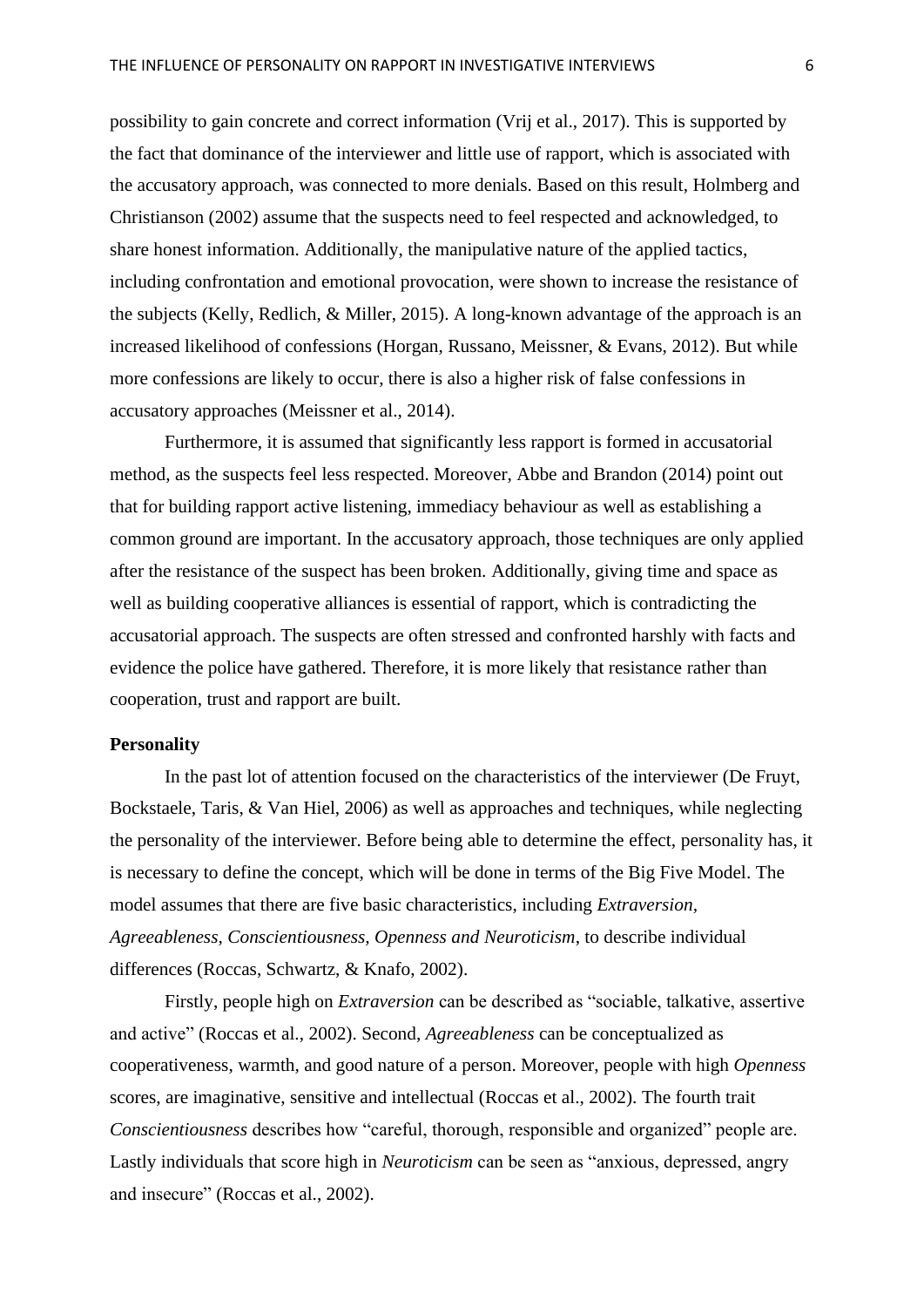possibility to gain concrete and correct information (Vrij et al., 2017). This is supported by the fact that dominance of the interviewer and little use of rapport, which is associated with the accusatory approach, was connected to more denials. Based on this result, Holmberg and Christianson (2002) assume that the suspects need to feel respected and acknowledged, to share honest information. Additionally, the manipulative nature of the applied tactics, including confrontation and emotional provocation, were shown to increase the resistance of the subjects (Kelly, Redlich, & Miller, 2015). A long-known advantage of the approach is an increased likelihood of confessions (Horgan, Russano, Meissner, & Evans, 2012). But while more confessions are likely to occur, there is also a higher risk of false confessions in accusatory approaches (Meissner et al., 2014).

Furthermore, it is assumed that significantly less rapport is formed in accusatorial method, as the suspects feel less respected. Moreover, Abbe and Brandon (2014) point out that for building rapport active listening, immediacy behaviour as well as establishing a common ground are important. In the accusatory approach, those techniques are only applied after the resistance of the suspect has been broken. Additionally, giving time and space as well as building cooperative alliances is essential of rapport, which is contradicting the accusatorial approach. The suspects are often stressed and confronted harshly with facts and evidence the police have gathered. Therefore, it is more likely that resistance rather than cooperation, trust and rapport are built.

**Personality**

In the past lot of attention focused on the characteristics of the interviewer (De Fruyt, Bockstaele, Taris, & Van Hiel, 2006) as well as approaches and techniques, while neglecting the personality of the interviewer. Before being able to determine the effect, personality has, it is necessary to define the concept, which will be done in terms of the Big Five Model. The model assumes that there are five basic characteristics, including *Extraversion, Agreeableness, Conscientiousness, Openness and Neuroticism*, to describe individual differences (Roccas, Schwartz, & Knafo, 2002).

Firstly, people high on *Extraversion* can be described as "sociable, talkative, assertive and active" (Roccas et al., 2002). Second, *Agreeableness* can be conceptualized as cooperativeness, warmth, and good nature of a person. Moreover, people with high *Openness* scores, are imaginative, sensitive and intellectual (Roccas et al., 2002). The fourth trait *Conscientiousness* describes how "careful, thorough, responsible and organized" people are. Lastly individuals that score high in *Neuroticism* can be seen as "anxious, depressed, angry and insecure" (Roccas et al., 2002).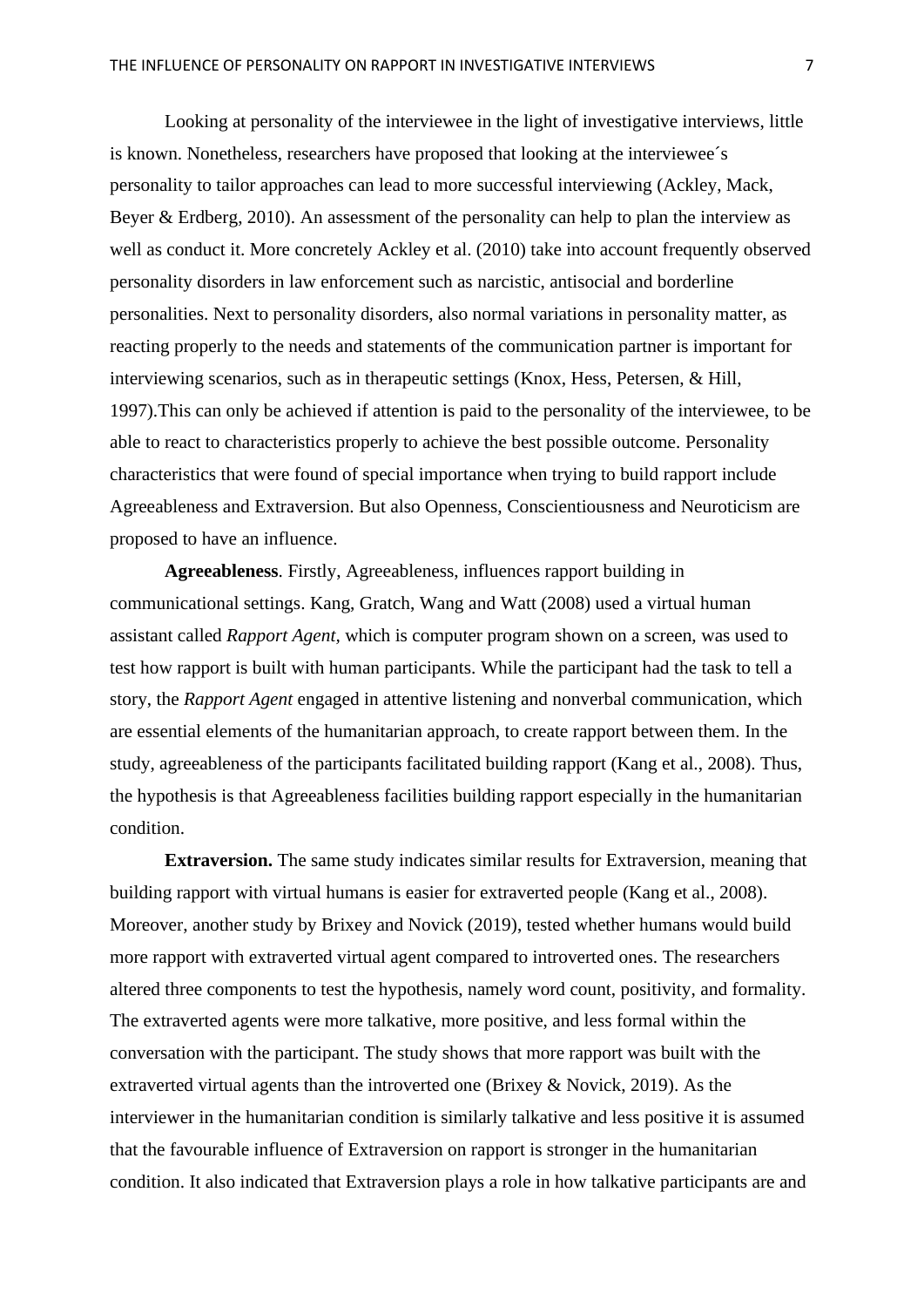Looking at personality of the interviewee in the light of investigative interviews, little is known. Nonetheless, researchers have proposed that looking at the interviewee´s personality to tailor approaches can lead to more successful interviewing (Ackley, Mack, Beyer & Erdberg, 2010). An assessment of the personality can help to plan the interview as well as conduct it. More concretely Ackley et al. (2010) take into account frequently observed personality disorders in law enforcement such as narcistic, antisocial and borderline personalities. Next to personality disorders, also normal variations in personality matter, as reacting properly to the needs and statements of the communication partner is important for interviewing scenarios, such as in therapeutic settings (Knox, Hess, Petersen, & Hill, 1997).This can only be achieved if attention is paid to the personality of the interviewee, to be able to react to characteristics properly to achieve the best possible outcome. Personality characteristics that were found of special importance when trying to build rapport include Agreeableness and Extraversion. But also Openness, Conscientiousness and Neuroticism are proposed to have an influence.

**Agreeableness**. Firstly, Agreeableness, influences rapport building in communicational settings. Kang, Gratch, Wang and Watt (2008) used a virtual human assistant called *Rapport Agent*, which is computer program shown on a screen, was used to test how rapport is built with human participants. While the participant had the task to tell a story, the *Rapport Agent* engaged in attentive listening and nonverbal communication, which are essential elements of the humanitarian approach, to create rapport between them. In the study, agreeableness of the participants facilitated building rapport (Kang et al., 2008). Thus, the hypothesis is that Agreeableness facilities building rapport especially in the humanitarian condition.

**Extraversion.** The same study indicates similar results for Extraversion, meaning that building rapport with virtual humans is easier for extraverted people (Kang et al., 2008). Moreover, another study by Brixey and Novick (2019), tested whether humans would build more rapport with extraverted virtual agent compared to introverted ones. The researchers altered three components to test the hypothesis, namely word count, positivity, and formality. The extraverted agents were more talkative, more positive, and less formal within the conversation with the participant. The study shows that more rapport was built with the extraverted virtual agents than the introverted one (Brixey & Novick, 2019). As the interviewer in the humanitarian condition is similarly talkative and less positive it is assumed that the favourable influence of Extraversion on rapport is stronger in the humanitarian condition. It also indicated that Extraversion plays a role in how talkative participants are and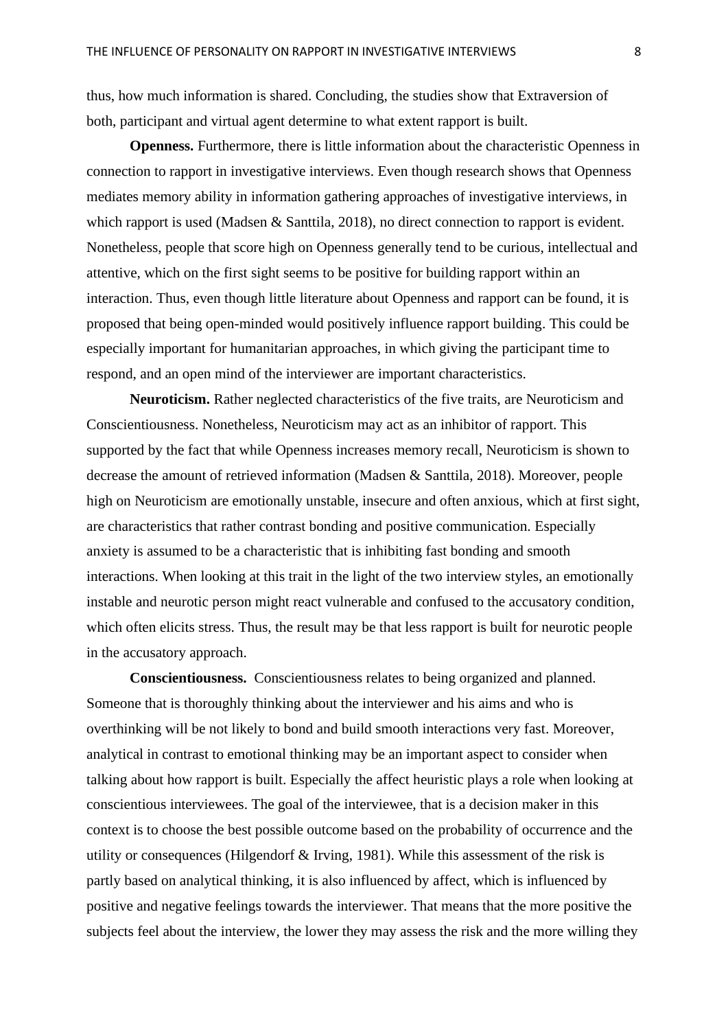thus, how much information is shared. Concluding, the studies show that Extraversion of both, participant and virtual agent determine to what extent rapport is built.

**Openness.** Furthermore, there is little information about the characteristic Openness in connection to rapport in investigative interviews. Even though research shows that Openness mediates memory ability in information gathering approaches of investigative interviews, in which rapport is used (Madsen & Santtila, 2018), no direct connection to rapport is evident. Nonetheless, people that score high on Openness generally tend to be curious, intellectual and attentive, which on the first sight seems to be positive for building rapport within an interaction. Thus, even though little literature about Openness and rapport can be found, it is proposed that being open-minded would positively influence rapport building. This could be especially important for humanitarian approaches, in which giving the participant time to respond, and an open mind of the interviewer are important characteristics.

**Neuroticism.** Rather neglected characteristics of the five traits, are Neuroticism and Conscientiousness. Nonetheless, Neuroticism may act as an inhibitor of rapport. This supported by the fact that while Openness increases memory recall, Neuroticism is shown to decrease the amount of retrieved information (Madsen & Santtila, 2018). Moreover, people high on Neuroticism are emotionally unstable, insecure and often anxious, which at first sight, are characteristics that rather contrast bonding and positive communication. Especially anxiety is assumed to be a characteristic that is inhibiting fast bonding and smooth interactions. When looking at this trait in the light of the two interview styles, an emotionally instable and neurotic person might react vulnerable and confused to the accusatory condition, which often elicits stress. Thus, the result may be that less rapport is built for neurotic people in the accusatory approach.

**Conscientiousness.** Conscientiousness relates to being organized and planned. Someone that is thoroughly thinking about the interviewer and his aims and who is overthinking will be not likely to bond and build smooth interactions very fast. Moreover, analytical in contrast to emotional thinking may be an important aspect to consider when talking about how rapport is built. Especially the affect heuristic plays a role when looking at conscientious interviewees. The goal of the interviewee, that is a decision maker in this context is to choose the best possible outcome based on the probability of occurrence and the utility or consequences (Hilgendorf & Irving, 1981). While this assessment of the risk is partly based on analytical thinking, it is also influenced by affect, which is influenced by positive and negative feelings towards the interviewer. That means that the more positive the subjects feel about the interview, the lower they may assess the risk and the more willing they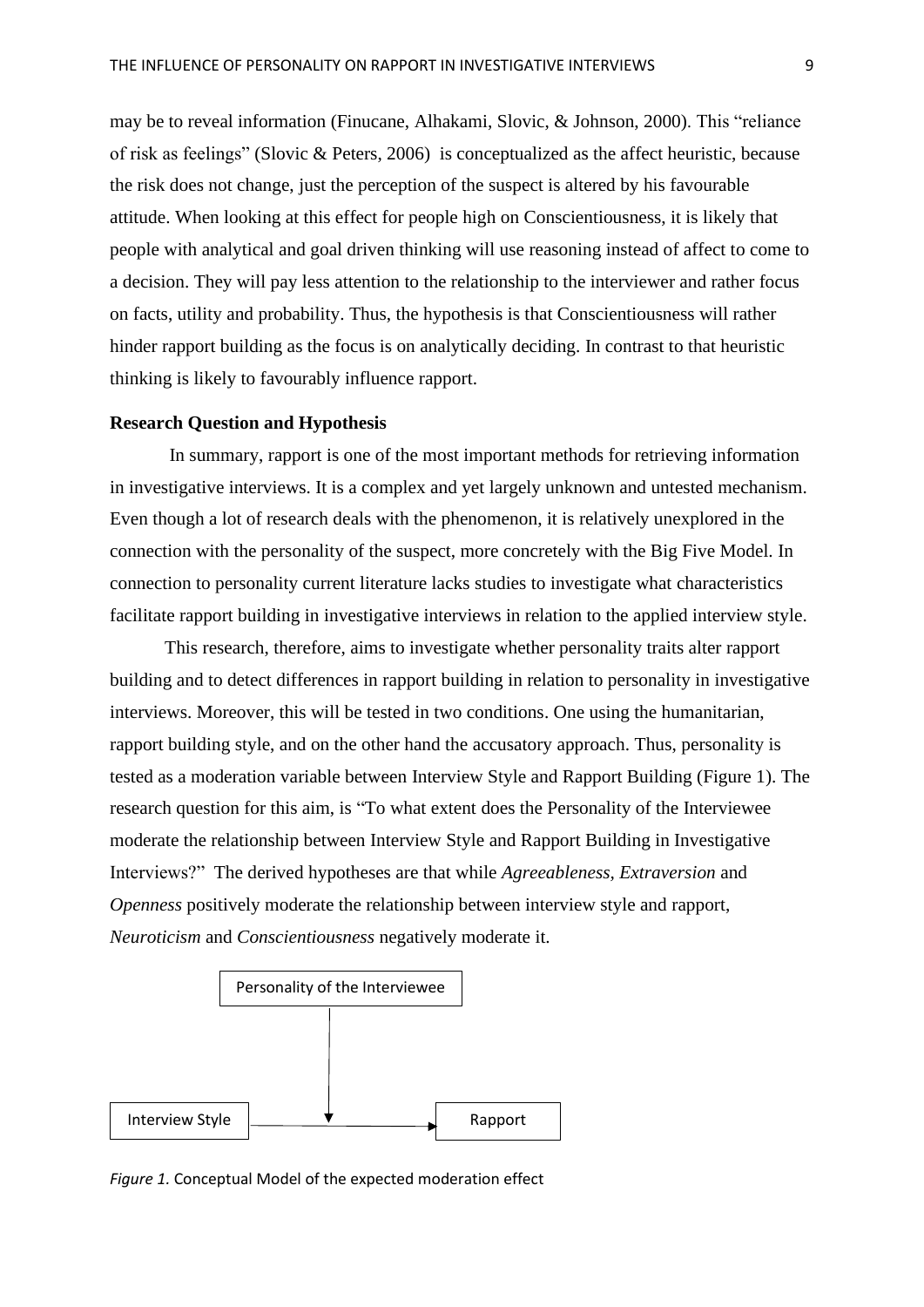may be to reveal information (Finucane, Alhakami, Slovic, & Johnson, 2000). This "reliance of risk as feelings" (Slovic & Peters, 2006) is conceptualized as the affect heuristic, because the risk does not change, just the perception of the suspect is altered by his favourable attitude. When looking at this effect for people high on Conscientiousness, it is likely that people with analytical and goal driven thinking will use reasoning instead of affect to come to a decision. They will pay less attention to the relationship to the interviewer and rather focus on facts, utility and probability. Thus, the hypothesis is that Conscientiousness will rather hinder rapport building as the focus is on analytically deciding. In contrast to that heuristic thinking is likely to favourably influence rapport.

**Research Question and Hypothesis**

In summary, rapport is one of the most important methods for retrieving information in investigative interviews. It is a complex and yet largely unknown and untested mechanism. Even though a lot of research deals with the phenomenon, it is relatively unexplored in the connection with the personality of the suspect, more concretely with the Big Five Model. In connection to personality current literature lacks studies to investigate what characteristics facilitate rapport building in investigative interviews in relation to the applied interview style.

This research, therefore, aims to investigate whether personality traits alter rapport building and to detect differences in rapport building in relation to personality in investigative interviews. Moreover, this will be tested in two conditions. One using the humanitarian, rapport building style, and on the other hand the accusatory approach. Thus, personality is tested as a moderation variable between Interview Style and Rapport Building (Figure 1). The research question for this aim, is "To what extent does the Personality of the Interviewee moderate the relationship between Interview Style and Rapport Building in Investigative Interviews?" The derived hypotheses are that while *Agreeableness*, *Extraversion* and *Openness* positively moderate the relationship between interview style and rapport, *Neuroticism* and *Conscientiousness* negatively moderate it.

Personality of the Interviewee

Interview Style → Rapport

*Figure 1.* Conceptual Model of the expected moderation effect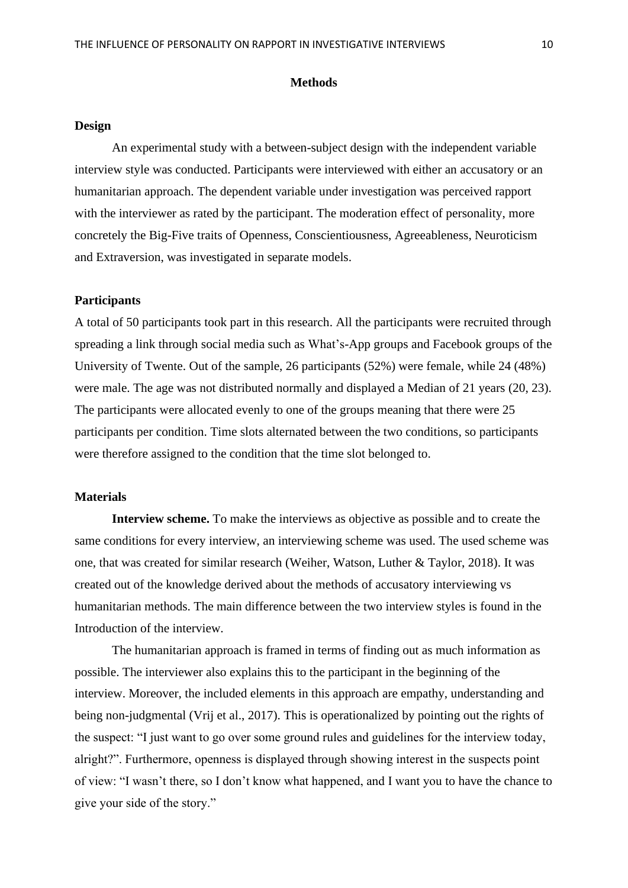## Methods

### Design

An experimental study with a between-subject design with the independent variable interview style was conducted. Participants were interviewed with either an accusatory or an humanitarian approach. The dependent variable under investigation was perceived rapport with the interviewer as rated by the participant. The moderation effect of personality, more concretely the Big-Five traits of Openness, Conscientiousness, Agreeableness, Neuroticism and Extraversion, was investigated in separate models.

### Participants

A total of 50 participants took part in this research. All the participants were recruited through spreading a link through social media such as What's-App groups and Facebook groups of the University of Twente. Out of the sample, 26 participants (52%) were female, while 24 (48%) were male. The age was not distributed normally and displayed a Median of 21 years (20, 23). The participants were allocated evenly to one of the groups meaning that there were 25 participants per condition. Time slots alternated between the two conditions, so participants were therefore assigned to the condition that the time slot belonged to.

### Materials

**Interview scheme.** To make the interviews as objective as possible and to create the same conditions for every interview, an interviewing scheme was used. The used scheme was one, that was created for similar research (Weiher, Watson, Luther & Taylor, 2018). It was created out of the knowledge derived about the methods of accusatory interviewing vs humanitarian methods. The main difference between the two interview styles is found in the Introduction of the interview.

The humanitarian approach is framed in terms of finding out as much information as possible. The interviewer also explains this to the participant in the beginning of the interview. Moreover, the included elements in this approach are empathy, understanding and being non-judgmental (Vrij et al., 2017). This is operationalized by pointing out the rights of the suspect: "I just want to go over some ground rules and guidelines for the interview today, alright?". Furthermore, openness is displayed through showing interest in the suspects point of view: "I wasn't there, so I don't know what happened, and I want you to have the chance to give your side of the story."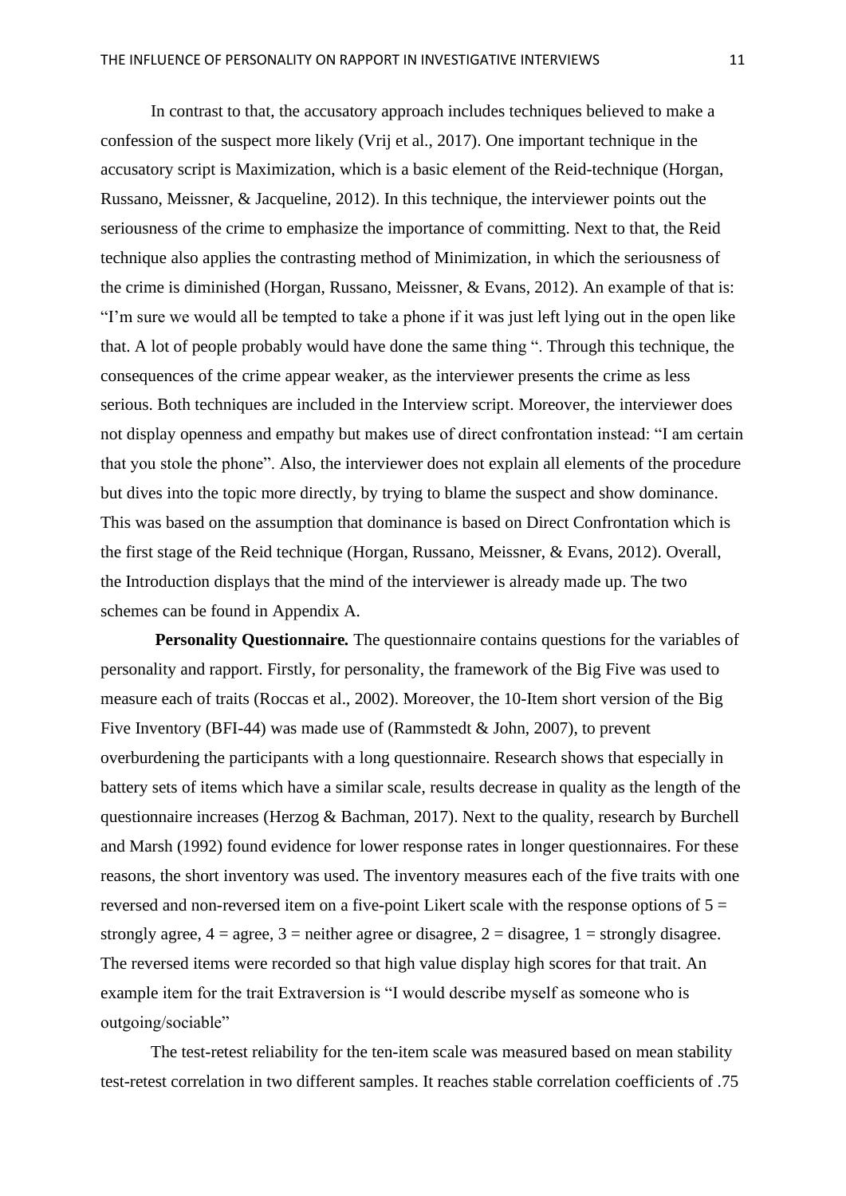In contrast to that, the accusatory approach includes techniques believed to make a confession of the suspect more likely (Vrij et al., 2017). One important technique in the accusatory script is Maximization, which is a basic element of the Reid-technique (Horgan, Russano, Meissner, & Jacqueline, 2012). In this technique, the interviewer points out the seriousness of the crime to emphasize the importance of committing. Next to that, the Reid technique also applies the contrasting method of Minimization, in which the seriousness of the crime is diminished (Horgan, Russano, Meissner, & Evans, 2012). An example of that is: "I'm sure we would all be tempted to take a phone if it was just left lying out in the open like that. A lot of people probably would have done the same thing ". Through this technique, the consequences of the crime appear weaker, as the interviewer presents the crime as less serious. Both techniques are included in the Interview script. Moreover, the interviewer does not display openness and empathy but makes use of direct confrontation instead: "I am certain that you stole the phone". Also, the interviewer does not explain all elements of the procedure but dives into the topic more directly, by trying to blame the suspect and show dominance. This was based on the assumption that dominance is based on Direct Confrontation which is the first stage of the Reid technique (Horgan, Russano, Meissner, & Evans, 2012). Overall, the Introduction displays that the mind of the interviewer is already made up. The two schemes can be found in Appendix A.

***Personality Questionnaire.*** The questionnaire contains questions for the variables of personality and rapport. Firstly, for personality, the framework of the Big Five was used to measure each of traits (Roccas et al., 2002). Moreover, the 10-Item short version of the Big Five Inventory (BFI-44) was made use of (Rammstedt & John, 2007), to prevent overburdening the participants with a long questionnaire. Research shows that especially in battery sets of items which have a similar scale, results decrease in quality as the length of the questionnaire increases (Herzog & Bachman, 2017). Next to the quality, research by Burchell and Marsh (1992) found evidence for lower response rates in longer questionnaires. For these reasons, the short inventory was used. The inventory measures each of the five traits with one reversed and non-reversed item on a five-point Likert scale with the response options of 5 = strongly agree, 4 = agree, 3 = neither agree or disagree, 2 = disagree, 1 = strongly disagree. The reversed items were recorded so that high value display high scores for that trait. An example item for the trait Extraversion is "I would describe myself as someone who is outgoing/sociable"

The test-retest reliability for the ten-item scale was measured based on mean stability test-retest correlation in two different samples. It reaches stable correlation coefficients of .75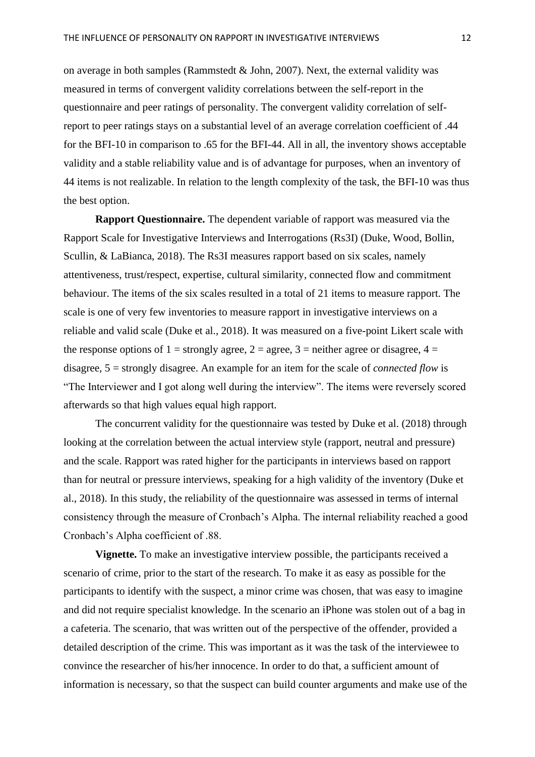on average in both samples (Rammstedt & John, 2007). Next, the external validity was measured in terms of convergent validity correlations between the self-report in the questionnaire and peer ratings of personality. The convergent validity correlation of self-report to peer ratings stays on a substantial level of an average correlation coefficient of .44 for the BFI-10 in comparison to .65 for the BFI-44. All in all, the inventory shows acceptable validity and a stable reliability value and is of advantage for purposes, when an inventory of 44 items is not realizable. In relation to the length complexity of the task, the BFI-10 was thus the best option.

**Rapport Questionnaire.** The dependent variable of rapport was measured via the Rapport Scale for Investigative Interviews and Interrogations (Rs3I) (Duke, Wood, Bollin, Scullin, & LaBianca, 2018). The Rs3I measures rapport based on six scales, namely attentiveness, trust/respect, expertise, cultural similarity, connected flow and commitment behaviour. The items of the six scales resulted in a total of 21 items to measure rapport. The scale is one of very few inventories to measure rapport in investigative interviews on a reliable and valid scale (Duke et al., 2018). It was measured on a five-point Likert scale with the response options of 1 = strongly agree, 2 = agree, 3 = neither agree or disagree, 4 = disagree, 5 = strongly disagree. An example for an item for the scale of *connected flow* is "The Interviewer and I got along well during the interview". The items were reversely scored afterwards so that high values equal high rapport.

The concurrent validity for the questionnaire was tested by Duke et al. (2018) through looking at the correlation between the actual interview style (rapport, neutral and pressure) and the scale. Rapport was rated higher for the participants in interviews based on rapport than for neutral or pressure interviews, speaking for a high validity of the inventory (Duke et al., 2018). In this study, the reliability of the questionnaire was assessed in terms of internal consistency through the measure of Cronbach's Alpha. The internal reliability reached a good Cronbach's Alpha coefficient of .88.

**Vignette.** To make an investigative interview possible, the participants received a scenario of crime, prior to the start of the research. To make it as easy as possible for the participants to identify with the suspect, a minor crime was chosen, that was easy to imagine and did not require specialist knowledge. In the scenario an iPhone was stolen out of a bag in a cafeteria. The scenario, that was written out of the perspective of the offender, provided a detailed description of the crime. This was important as it was the task of the interviewee to convince the researcher of his/her innocence. In order to do that, a sufficient amount of information is necessary, so that the suspect can build counter arguments and make use of the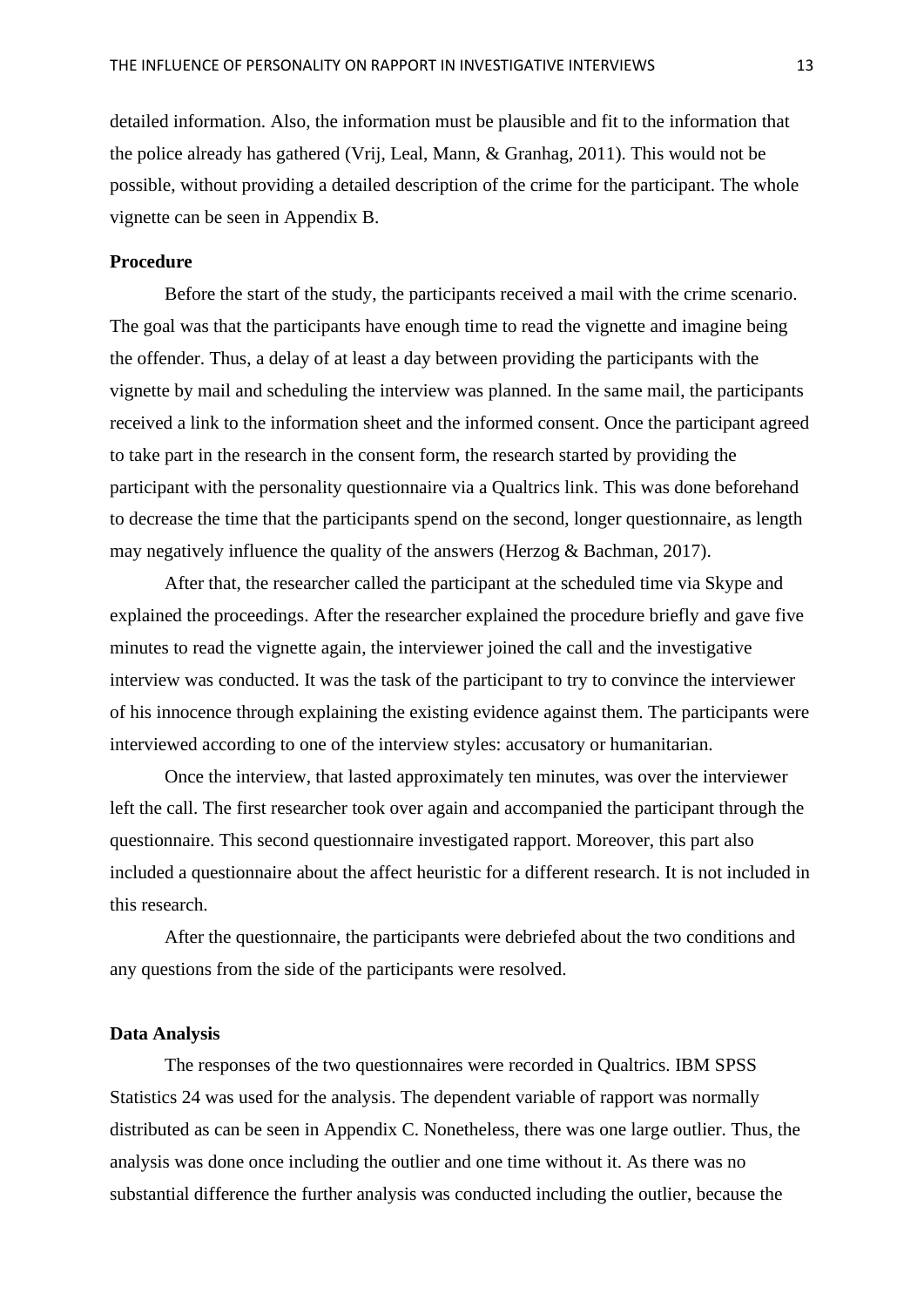detailed information. Also, the information must be plausible and fit to the information that the police already has gathered (Vrij, Leal, Mann, & Granhag, 2011). This would not be possible, without providing a detailed description of the crime for the participant. The whole vignette can be seen in Appendix B.

**Procedure**

Before the start of the study, the participants received a mail with the crime scenario. The goal was that the participants have enough time to read the vignette and imagine being the offender. Thus, a delay of at least a day between providing the participants with the vignette by mail and scheduling the interview was planned. In the same mail, the participants received a link to the information sheet and the informed consent. Once the participant agreed to take part in the research in the consent form, the research started by providing the participant with the personality questionnaire via a Qualtrics link. This was done beforehand to decrease the time that the participants spend on the second, longer questionnaire, as length may negatively influence the quality of the answers (Herzog & Bachman, 2017).

After that, the researcher called the participant at the scheduled time via Skype and explained the proceedings. After the researcher explained the procedure briefly and gave five minutes to read the vignette again, the interviewer joined the call and the investigative interview was conducted. It was the task of the participant to try to convince the interviewer of his innocence through explaining the existing evidence against them. The participants were interviewed according to one of the interview styles: accusatory or humanitarian.

Once the interview, that lasted approximately ten minutes, was over the interviewer left the call. The first researcher took over again and accompanied the participant through the questionnaire. This second questionnaire investigated rapport. Moreover, this part also included a questionnaire about the affect heuristic for a different research. It is not included in this research.

After the questionnaire, the participants were debriefed about the two conditions and any questions from the side of the participants were resolved.

**Data Analysis**

The responses of the two questionnaires were recorded in Qualtrics. IBM SPSS Statistics 24 was used for the analysis. The dependent variable of rapport was normally distributed as can be seen in Appendix C. Nonetheless, there was one large outlier. Thus, the analysis was done once including the outlier and one time without it. As there was no substantial difference the further analysis was conducted including the outlier, because the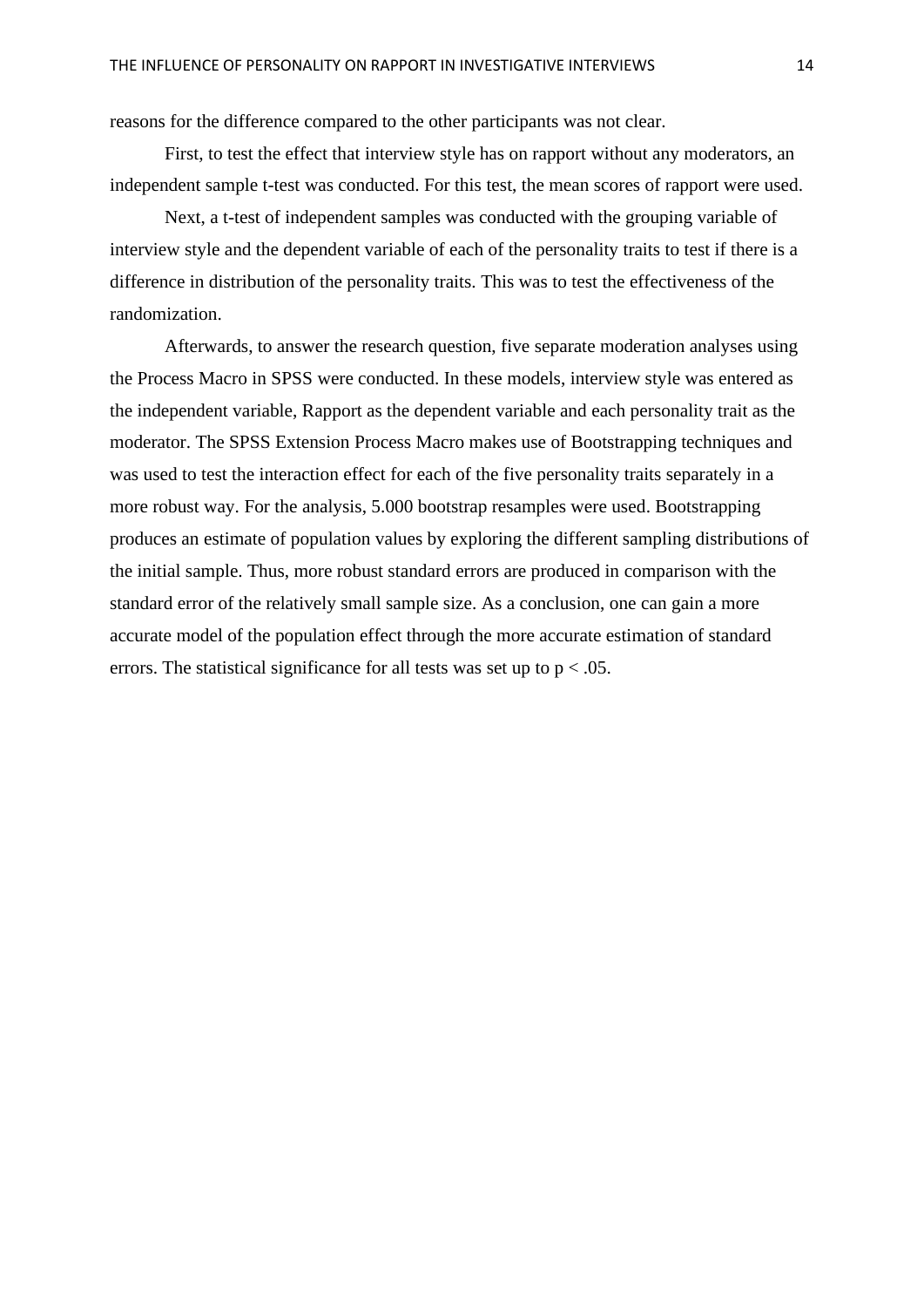reasons for the difference compared to the other participants was not clear.

First, to test the effect that interview style has on rapport without any moderators, an independent sample t-test was conducted. For this test, the mean scores of rapport were used.

Next, a t-test of independent samples was conducted with the grouping variable of interview style and the dependent variable of each of the personality traits to test if there is a difference in distribution of the personality traits. This was to test the effectiveness of the randomization.

Afterwards, to answer the research question, five separate moderation analyses using the Process Macro in SPSS were conducted. In these models, interview style was entered as the independent variable, Rapport as the dependent variable and each personality trait as the moderator. The SPSS Extension Process Macro makes use of Bootstrapping techniques and was used to test the interaction effect for each of the five personality traits separately in a more robust way. For the analysis, 5.000 bootstrap resamples were used. Bootstrapping produces an estimate of population values by exploring the different sampling distributions of the initial sample. Thus, more robust standard errors are produced in comparison with the standard error of the relatively small sample size. As a conclusion, one can gain a more accurate model of the population effect through the more accurate estimation of standard errors. The statistical significance for all tests was set up to $p < .05$.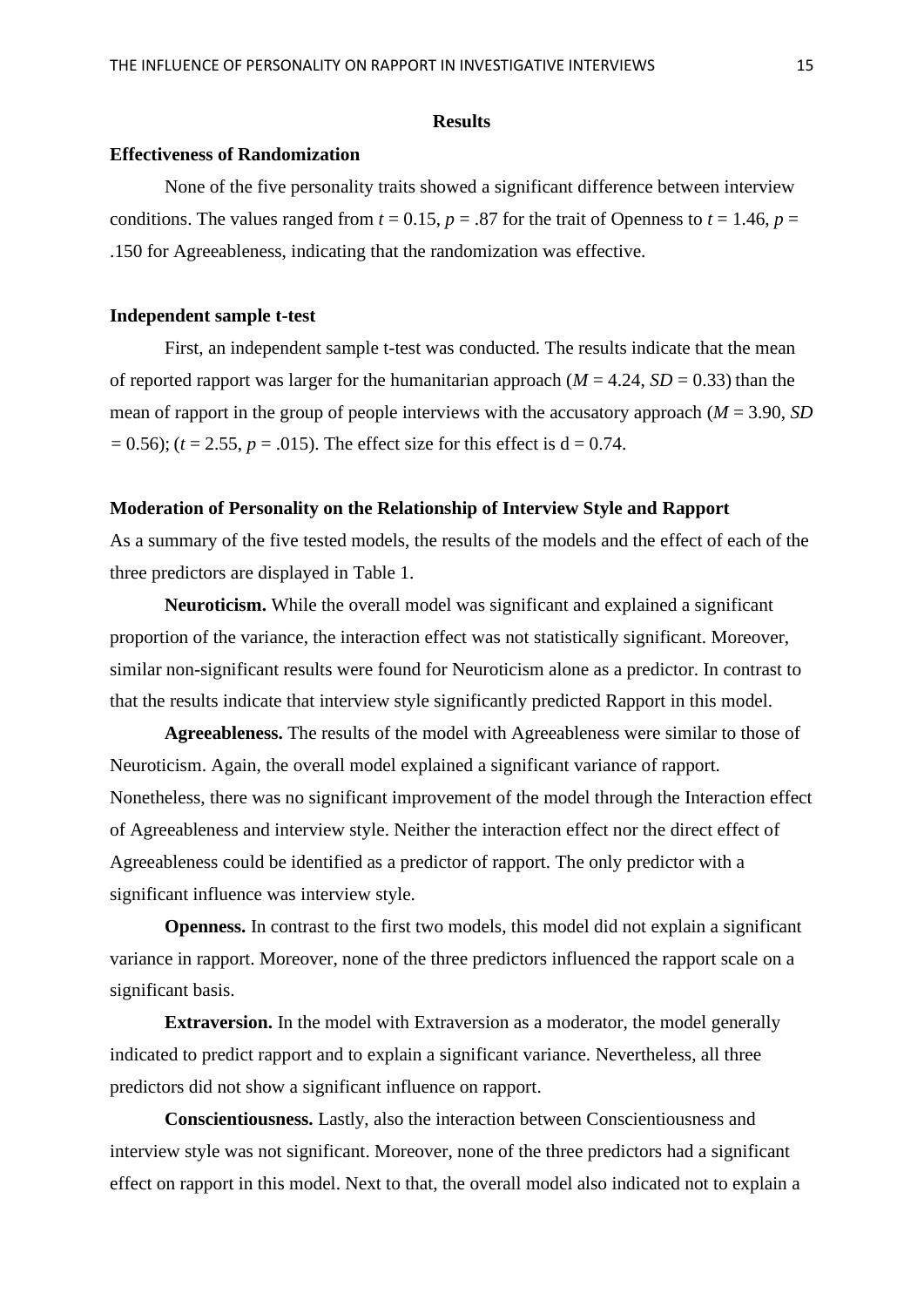## Results

### Effectiveness of Randomization

None of the five personality traits showed a significant difference between interview conditions. The values ranged from $t = 0.15$, $p = .87$ for the trait of Openness to $t = 1.46$, $p = .150$ for Agreeableness, indicating that the randomization was effective.

### Independent sample t-test

First, an independent sample t-test was conducted. The results indicate that the mean of reported rapport was larger for the humanitarian approach ($M = 4.24$, $SD = 0.33$) than the mean of rapport in the group of people interviews with the accusatory approach ($M = 3.90$, $SD = 0.56$); ($t = 2.55$, $p = .015$). The effect size for this effect is d = 0.74.

### Moderation of Personality on the Relationship of Interview Style and Rapport

As a summary of the five tested models, the results of the models and the effect of each of the three predictors are displayed in Table 1.

**Neuroticism.** While the overall model was significant and explained a significant proportion of the variance, the interaction effect was not statistically significant. Moreover, similar non-significant results were found for Neuroticism alone as a predictor. In contrast to that the results indicate that interview style significantly predicted Rapport in this model.

**Agreeableness.** The results of the model with Agreeableness were similar to those of Neuroticism. Again, the overall model explained a significant variance of rapport. Nonetheless, there was no significant improvement of the model through the Interaction effect of Agreeableness and interview style. Neither the interaction effect nor the direct effect of Agreeableness could be identified as a predictor of rapport. The only predictor with a significant influence was interview style.

**Openness.** In contrast to the first two models, this model did not explain a significant variance in rapport. Moreover, none of the three predictors influenced the rapport scale on a significant basis.

**Extraversion.** In the model with Extraversion as a moderator, the model generally indicated to predict rapport and to explain a significant variance. Nevertheless, all three predictors did not show a significant influence on rapport.

**Conscientiousness.** Lastly, also the interaction between Conscientiousness and interview style was not significant. Moreover, none of the three predictors had a significant effect on rapport in this model. Next to that, the overall model also indicated not to explain a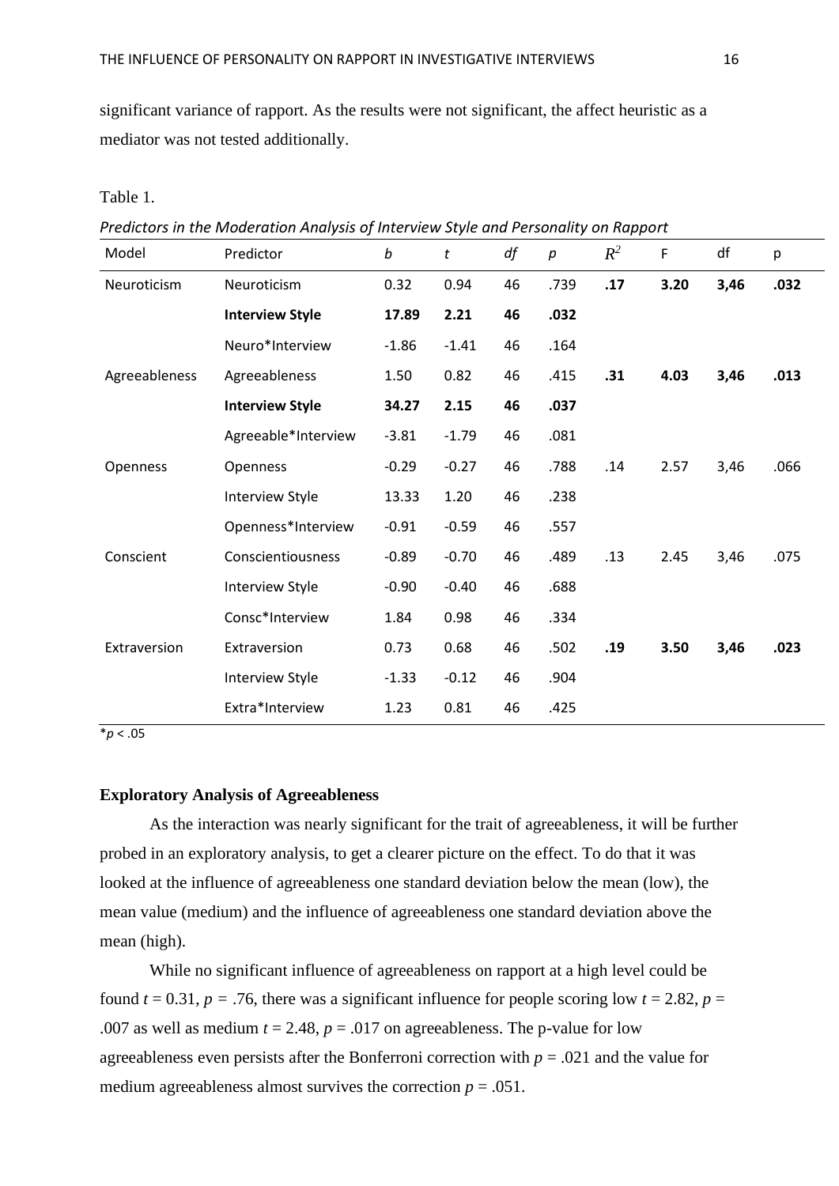significant variance of rapport. As the results were not significant, the affect heuristic as a mediator was not tested additionally.

Table 1.

*Predictors in the Moderation Analysis of Interview Style and Personality on Rapport*

| Model | Predictor | *b* | *t* | *df* | *p* | $R^2$ | F | df | p |
|---|---|---|---|---|---|---|---|---|---|
| Neuroticism | Neuroticism | 0.32 | 0.94 | 46 | .739 | **.17** | **3.20** | **3,46** | **.032** |
| | **Interview Style** | **17.89** | **2.21** | **46** | **.032** | | | | |
| | Neuro*Interview | -1.86 | -1.41 | 46 | .164 | | | | |
| Agreeableness | Agreeableness | 1.50 | 0.82 | 46 | .415 | **.31** | **4.03** | **3,46** | **.013** |
| | **Interview Style** | **34.27** | **2.15** | **46** | **.037** | | | | |
| | Agreeable*Interview | -3.81 | -1.79 | 46 | .081 | | | | |
| Openness | Openness | -0.29 | -0.27 | 46 | .788 | .14 | 2.57 | 3,46 | .066 |
| | Interview Style | 13.33 | 1.20 | 46 | .238 | | | | |
| | Openness*Interview | -0.91 | -0.59 | 46 | .557 | | | | |
| Conscient | Conscientiousness | -0.89 | -0.70 | 46 | .489 | .13 | 2.45 | 3,46 | .075 |
| | Interview Style | -0.90 | -0.40 | 46 | .688 | | | | |
| | Consc*Interview | 1.84 | 0.98 | 46 | .334 | | | | |
| Extraversion | Extraversion | 0.73 | 0.68 | 46 | .502 | **.19** | **3.50** | **3,46** | **.023** |
| | Interview Style | -1.33 | -0.12 | 46 | .904 | | | | |
| | Extra*Interview | 1.23 | 0.81 | 46 | .425 | | | | |

*$p < .05$

**Exploratory Analysis of Agreeableness**

As the interaction was nearly significant for the trait of agreeableness, it will be further probed in an exploratory analysis, to get a clearer picture on the effect. To do that it was looked at the influence of agreeableness one standard deviation below the mean (low), the mean value (medium) and the influence of agreeableness one standard deviation above the mean (high).

While no significant influence of agreeableness on rapport at a high level could be found $t = 0.31$, $p = .76$, there was a significant influence for people scoring low $t = 2.82$, $p = .007$ as well as medium $t = 2.48$, $p = .017$ on agreeableness. The p-value for low agreeableness even persists after the Bonferroni correction with $p = .021$ and the value for medium agreeableness almost survives the correction $p = .051$.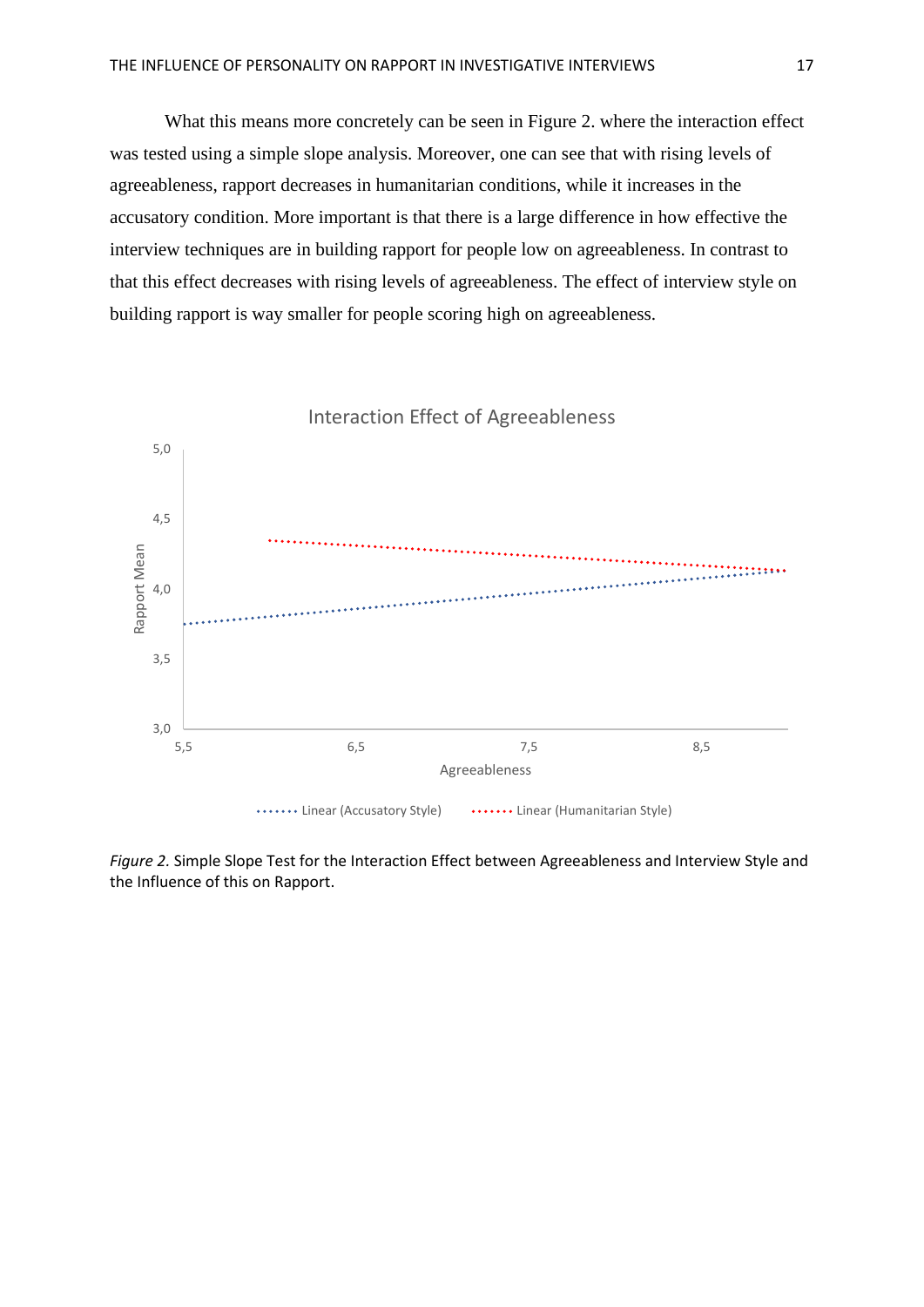What this means more concretely can be seen in Figure 2. where the interaction effect was tested using a simple slope analysis. Moreover, one can see that with rising levels of agreeableness, rapport decreases in humanitarian conditions, while it increases in the accusatory condition. More important is that there is a large difference in how effective the interview techniques are in building rapport for people low on agreeableness. In contrast to that this effect decreases with rising levels of agreeableness. The effect of interview style on building rapport is way smaller for people scoring high on agreeableness.

*Figure 2.* Simple Slope Test for the Interaction Effect between Agreeableness and Interview Style and the Influence of this on Rapport.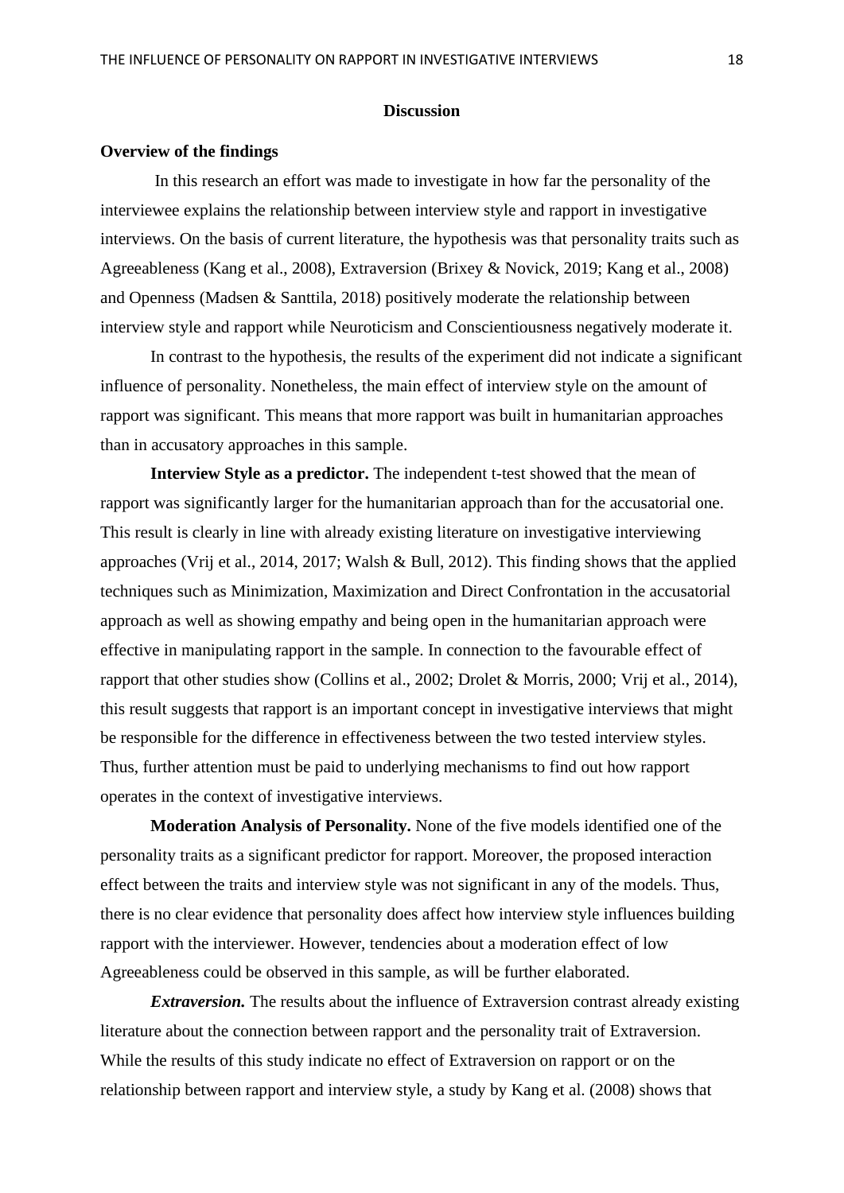## Discussion

### Overview of the findings

In this research an effort was made to investigate in how far the personality of the interviewee explains the relationship between interview style and rapport in investigative interviews. On the basis of current literature, the hypothesis was that personality traits such as Agreeableness (Kang et al., 2008), Extraversion (Brixey & Novick, 2019; Kang et al., 2008) and Openness (Madsen & Santtila, 2018) positively moderate the relationship between interview style and rapport while Neuroticism and Conscientiousness negatively moderate it.

In contrast to the hypothesis, the results of the experiment did not indicate a significant influence of personality. Nonetheless, the main effect of interview style on the amount of rapport was significant. This means that more rapport was built in humanitarian approaches than in accusatory approaches in this sample.

**Interview Style as a predictor.** The independent t-test showed that the mean of rapport was significantly larger for the humanitarian approach than for the accusatorial one. This result is clearly in line with already existing literature on investigative interviewing approaches (Vrij et al., 2014, 2017; Walsh & Bull, 2012). This finding shows that the applied techniques such as Minimization, Maximization and Direct Confrontation in the accusatorial approach as well as showing empathy and being open in the humanitarian approach were effective in manipulating rapport in the sample. In connection to the favourable effect of rapport that other studies show (Collins et al., 2002; Drolet & Morris, 2000; Vrij et al., 2014), this result suggests that rapport is an important concept in investigative interviews that might be responsible for the difference in effectiveness between the two tested interview styles. Thus, further attention must be paid to underlying mechanisms to find out how rapport operates in the context of investigative interviews.

**Moderation Analysis of Personality.** None of the five models identified one of the personality traits as a significant predictor for rapport. Moreover, the proposed interaction effect between the traits and interview style was not significant in any of the models. Thus, there is no clear evidence that personality does affect how interview style influences building rapport with the interviewer. However, tendencies about a moderation effect of low Agreeableness could be observed in this sample, as will be further elaborated.

***Extraversion.*** The results about the influence of Extraversion contrast already existing literature about the connection between rapport and the personality trait of Extraversion. While the results of this study indicate no effect of Extraversion on rapport or on the relationship between rapport and interview style, a study by Kang et al. (2008) shows that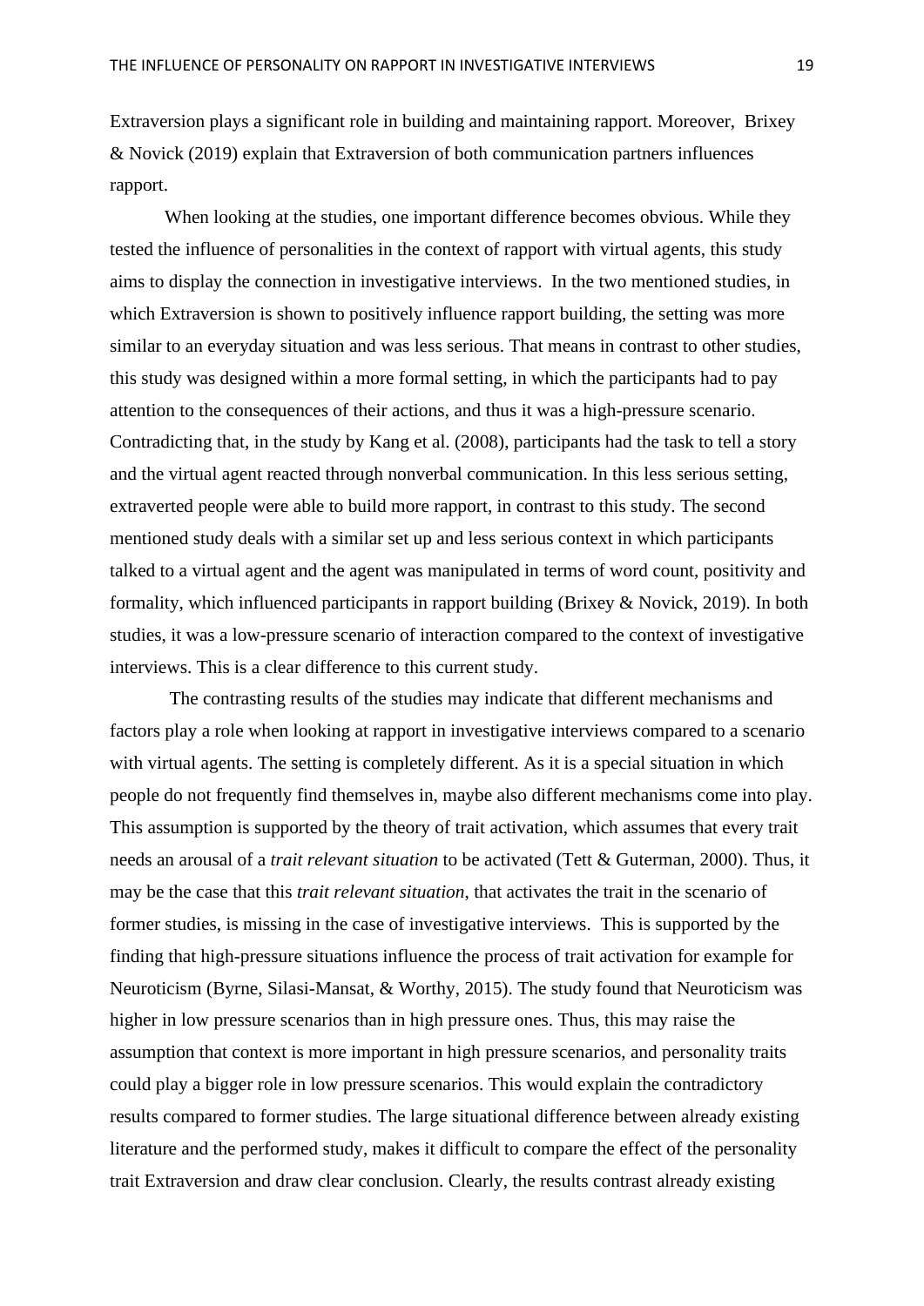Extraversion plays a significant role in building and maintaining rapport. Moreover, Brixey & Novick (2019) explain that Extraversion of both communication partners influences rapport.

When looking at the studies, one important difference becomes obvious. While they tested the influence of personalities in the context of rapport with virtual agents, this study aims to display the connection in investigative interviews. In the two mentioned studies, in which Extraversion is shown to positively influence rapport building, the setting was more similar to an everyday situation and was less serious. That means in contrast to other studies, this study was designed within a more formal setting, in which the participants had to pay attention to the consequences of their actions, and thus it was a high-pressure scenario. Contradicting that, in the study by Kang et al. (2008), participants had the task to tell a story and the virtual agent reacted through nonverbal communication. In this less serious setting, extraverted people were able to build more rapport, in contrast to this study. The second mentioned study deals with a similar set up and less serious context in which participants talked to a virtual agent and the agent was manipulated in terms of word count, positivity and formality, which influenced participants in rapport building (Brixey & Novick, 2019). In both studies, it was a low-pressure scenario of interaction compared to the context of investigative interviews. This is a clear difference to this current study.

The contrasting results of the studies may indicate that different mechanisms and factors play a role when looking at rapport in investigative interviews compared to a scenario with virtual agents. The setting is completely different. As it is a special situation in which people do not frequently find themselves in, maybe also different mechanisms come into play. This assumption is supported by the theory of trait activation, which assumes that every trait needs an arousal of a *trait relevant situation* to be activated (Tett & Guterman, 2000). Thus, it may be the case that this *trait relevant situation*, that activates the trait in the scenario of former studies, is missing in the case of investigative interviews. This is supported by the finding that high-pressure situations influence the process of trait activation for example for Neuroticism (Byrne, Silasi-Mansat, & Worthy, 2015). The study found that Neuroticism was higher in low pressure scenarios than in high pressure ones. Thus, this may raise the assumption that context is more important in high pressure scenarios, and personality traits could play a bigger role in low pressure scenarios. This would explain the contradictory results compared to former studies. The large situational difference between already existing literature and the performed study, makes it difficult to compare the effect of the personality trait Extraversion and draw clear conclusion. Clearly, the results contrast already existing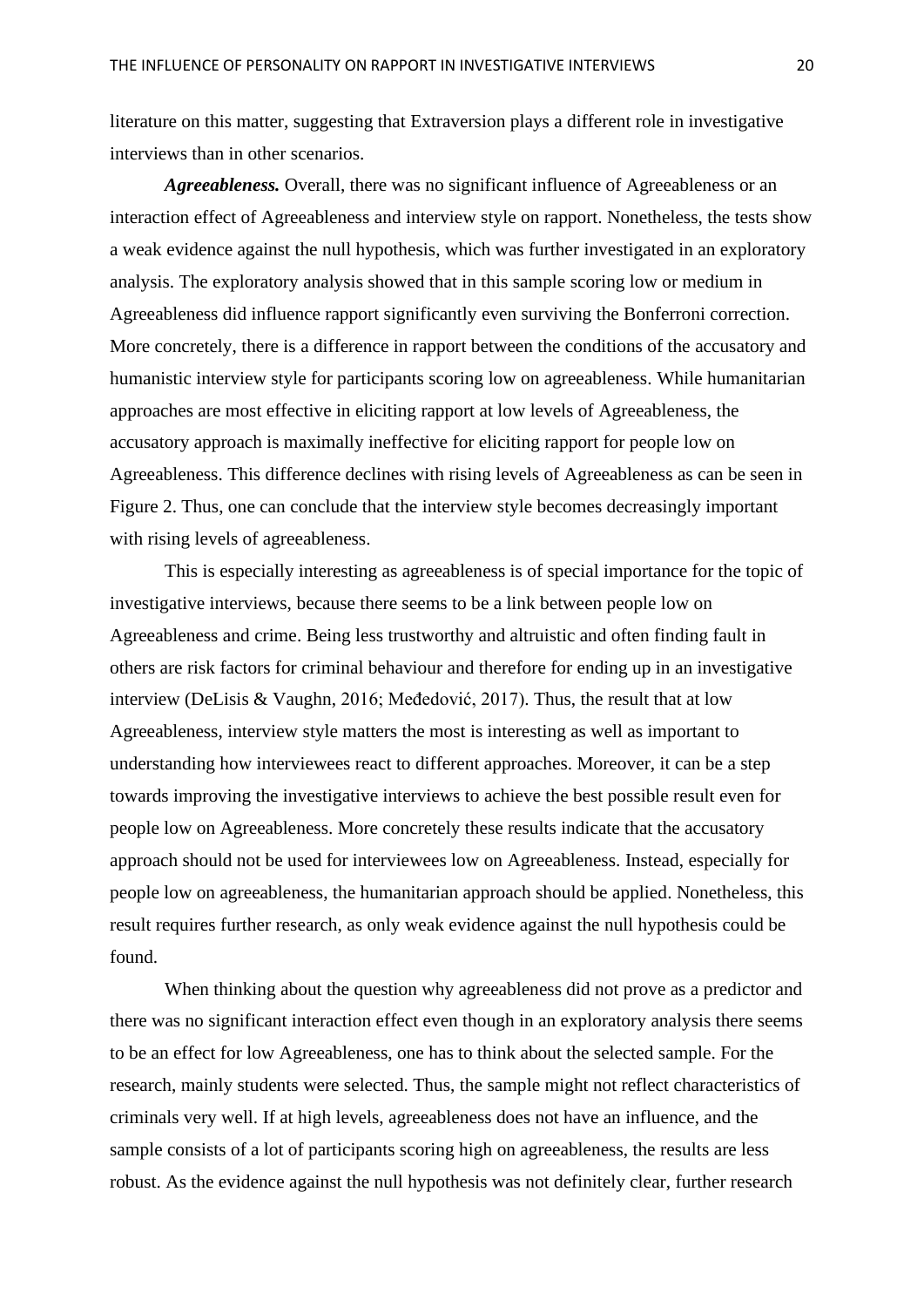literature on this matter, suggesting that Extraversion plays a different role in investigative interviews than in other scenarios.

***Agreeableness.*** Overall, there was no significant influence of Agreeableness or an interaction effect of Agreeableness and interview style on rapport. Nonetheless, the tests show a weak evidence against the null hypothesis, which was further investigated in an exploratory analysis. The exploratory analysis showed that in this sample scoring low or medium in Agreeableness did influence rapport significantly even surviving the Bonferroni correction. More concretely, there is a difference in rapport between the conditions of the accusatory and humanistic interview style for participants scoring low on agreeableness. While humanitarian approaches are most effective in eliciting rapport at low levels of Agreeableness, the accusatory approach is maximally ineffective for eliciting rapport for people low on Agreeableness. This difference declines with rising levels of Agreeableness as can be seen in Figure 2. Thus, one can conclude that the interview style becomes decreasingly important with rising levels of agreeableness.

This is especially interesting as agreeableness is of special importance for the topic of investigative interviews, because there seems to be a link between people low on Agreeableness and crime. Being less trustworthy and altruistic and often finding fault in others are risk factors for criminal behaviour and therefore for ending up in an investigative interview (DeLisis & Vaughn, 2016; Međedović, 2017). Thus, the result that at low Agreeableness, interview style matters the most is interesting as well as important to understanding how interviewees react to different approaches. Moreover, it can be a step towards improving the investigative interviews to achieve the best possible result even for people low on Agreeableness. More concretely these results indicate that the accusatory approach should not be used for interviewees low on Agreeableness. Instead, especially for people low on agreeableness, the humanitarian approach should be applied. Nonetheless, this result requires further research, as only weak evidence against the null hypothesis could be found.

When thinking about the question why agreeableness did not prove as a predictor and there was no significant interaction effect even though in an exploratory analysis there seems to be an effect for low Agreeableness, one has to think about the selected sample. For the research, mainly students were selected. Thus, the sample might not reflect characteristics of criminals very well. If at high levels, agreeableness does not have an influence, and the sample consists of a lot of participants scoring high on agreeableness, the results are less robust. As the evidence against the null hypothesis was not definitely clear, further research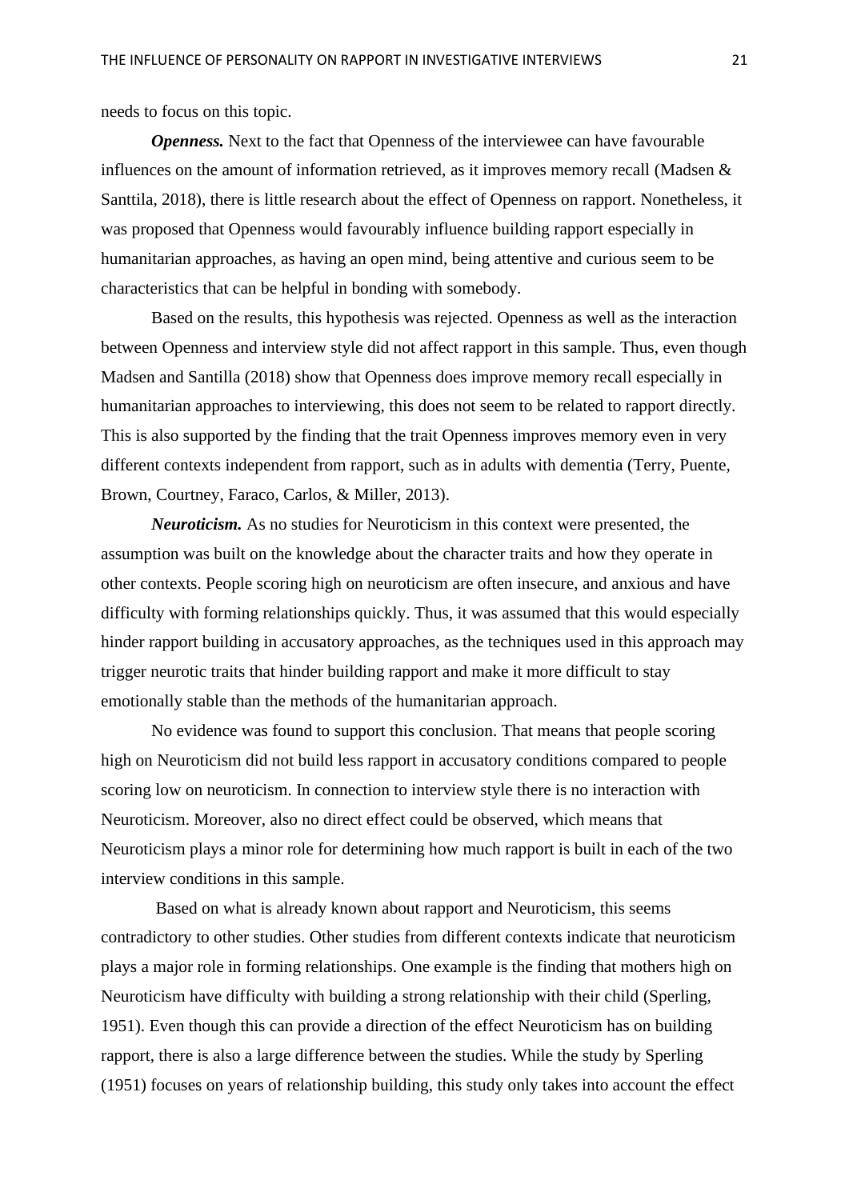needs to focus on this topic.

***Openness.*** Next to the fact that Openness of the interviewee can have favourable influences on the amount of information retrieved, as it improves memory recall (Madsen & Santtila, 2018), there is little research about the effect of Openness on rapport. Nonetheless, it was proposed that Openness would favourably influence building rapport especially in humanitarian approaches, as having an open mind, being attentive and curious seem to be characteristics that can be helpful in bonding with somebody.

Based on the results, this hypothesis was rejected. Openness as well as the interaction between Openness and interview style did not affect rapport in this sample. Thus, even though Madsen and Santilla (2018) show that Openness does improve memory recall especially in humanitarian approaches to interviewing, this does not seem to be related to rapport directly. This is also supported by the finding that the trait Openness improves memory even in very different contexts independent from rapport, such as in adults with dementia (Terry, Puente, Brown, Courtney, Faraco, Carlos, & Miller, 2013).

***Neuroticism.*** As no studies for Neuroticism in this context were presented, the assumption was built on the knowledge about the character traits and how they operate in other contexts. People scoring high on neuroticism are often insecure, and anxious and have difficulty with forming relationships quickly. Thus, it was assumed that this would especially hinder rapport building in accusatory approaches, as the techniques used in this approach may trigger neurotic traits that hinder building rapport and make it more difficult to stay emotionally stable than the methods of the humanitarian approach.

No evidence was found to support this conclusion. That means that people scoring high on Neuroticism did not build less rapport in accusatory conditions compared to people scoring low on neuroticism. In connection to interview style there is no interaction with Neuroticism. Moreover, also no direct effect could be observed, which means that Neuroticism plays a minor role for determining how much rapport is built in each of the two interview conditions in this sample.

Based on what is already known about rapport and Neuroticism, this seems contradictory to other studies. Other studies from different contexts indicate that neuroticism plays a major role in forming relationships. One example is the finding that mothers high on Neuroticism have difficulty with building a strong relationship with their child (Sperling, 1951). Even though this can provide a direction of the effect Neuroticism has on building rapport, there is also a large difference between the studies. While the study by Sperling (1951) focuses on years of relationship building, this study only takes into account the effect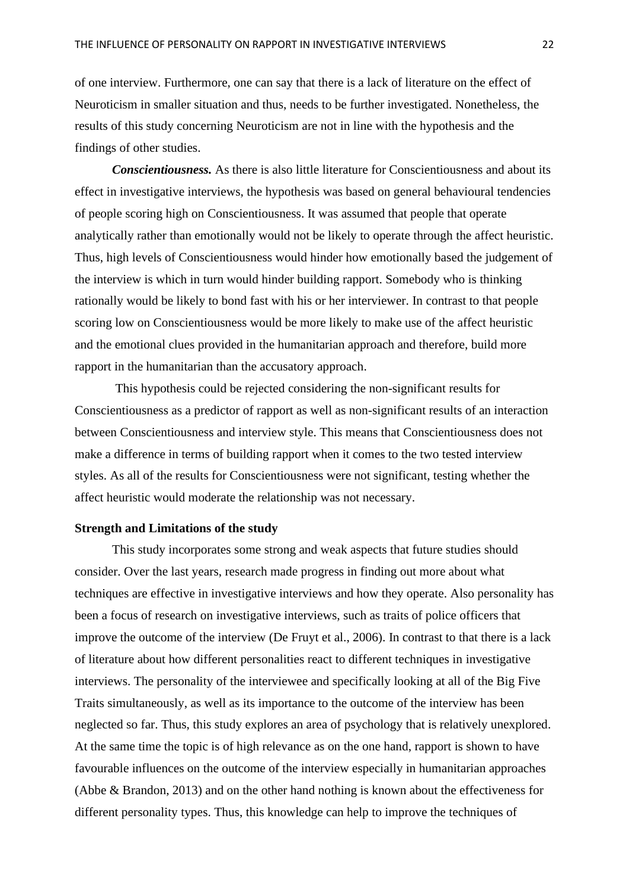of one interview. Furthermore, one can say that there is a lack of literature on the effect of Neuroticism in smaller situation and thus, needs to be further investigated. Nonetheless, the results of this study concerning Neuroticism are not in line with the hypothesis and the findings of other studies.

***Conscientiousness.*** As there is also little literature for Conscientiousness and about its effect in investigative interviews, the hypothesis was based on general behavioural tendencies of people scoring high on Conscientiousness. It was assumed that people that operate analytically rather than emotionally would not be likely to operate through the affect heuristic. Thus, high levels of Conscientiousness would hinder how emotionally based the judgement of the interview is which in turn would hinder building rapport. Somebody who is thinking rationally would be likely to bond fast with his or her interviewer. In contrast to that people scoring low on Conscientiousness would be more likely to make use of the affect heuristic and the emotional clues provided in the humanitarian approach and therefore, build more rapport in the humanitarian than the accusatory approach.

This hypothesis could be rejected considering the non-significant results for Conscientiousness as a predictor of rapport as well as non-significant results of an interaction between Conscientiousness and interview style. This means that Conscientiousness does not make a difference in terms of building rapport when it comes to the two tested interview styles. As all of the results for Conscientiousness were not significant, testing whether the affect heuristic would moderate the relationship was not necessary.

## Strength and Limitations of the study

This study incorporates some strong and weak aspects that future studies should consider. Over the last years, research made progress in finding out more about what techniques are effective in investigative interviews and how they operate. Also personality has been a focus of research on investigative interviews, such as traits of police officers that improve the outcome of the interview (De Fruyt et al., 2006). In contrast to that there is a lack of literature about how different personalities react to different techniques in investigative interviews. The personality of the interviewee and specifically looking at all of the Big Five Traits simultaneously, as well as its importance to the outcome of the interview has been neglected so far. Thus, this study explores an area of psychology that is relatively unexplored. At the same time the topic is of high relevance as on the one hand, rapport is shown to have favourable influences on the outcome of the interview especially in humanitarian approaches (Abbe & Brandon, 2013) and on the other hand nothing is known about the effectiveness for different personality types. Thus, this knowledge can help to improve the techniques of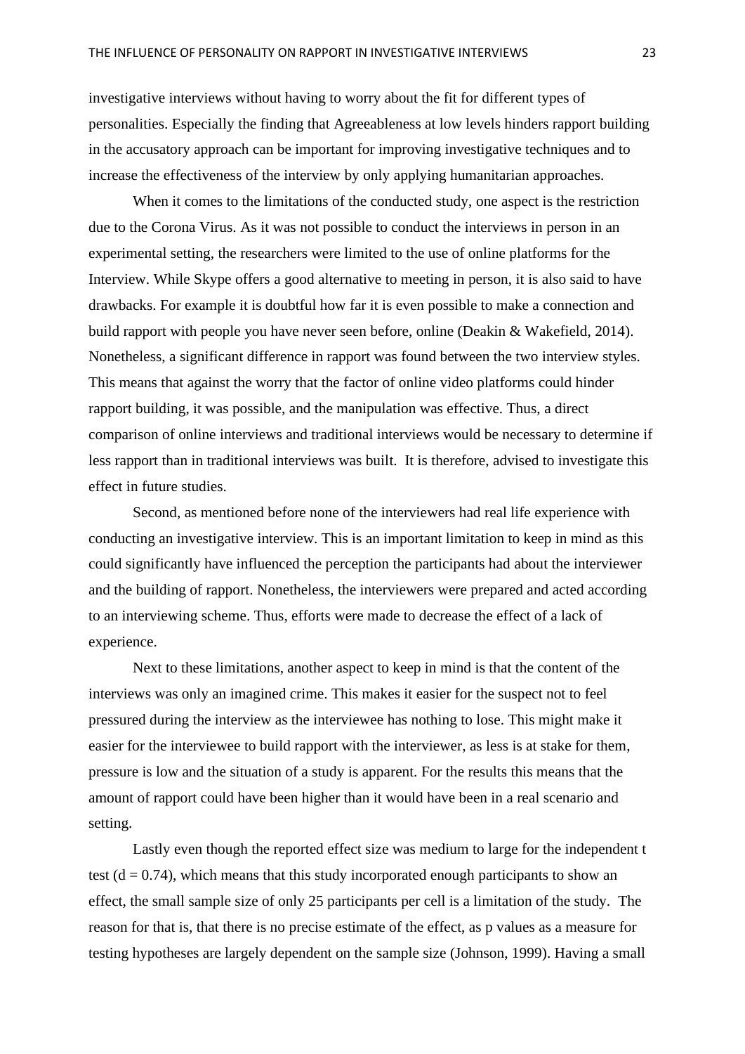investigative interviews without having to worry about the fit for different types of personalities. Especially the finding that Agreeableness at low levels hinders rapport building in the accusatory approach can be important for improving investigative techniques and to increase the effectiveness of the interview by only applying humanitarian approaches.

When it comes to the limitations of the conducted study, one aspect is the restriction due to the Corona Virus. As it was not possible to conduct the interviews in person in an experimental setting, the researchers were limited to the use of online platforms for the Interview. While Skype offers a good alternative to meeting in person, it is also said to have drawbacks. For example it is doubtful how far it is even possible to make a connection and build rapport with people you have never seen before, online (Deakin & Wakefield, 2014). Nonetheless, a significant difference in rapport was found between the two interview styles. This means that against the worry that the factor of online video platforms could hinder rapport building, it was possible, and the manipulation was effective. Thus, a direct comparison of online interviews and traditional interviews would be necessary to determine if less rapport than in traditional interviews was built. It is therefore, advised to investigate this effect in future studies.

Second, as mentioned before none of the interviewers had real life experience with conducting an investigative interview. This is an important limitation to keep in mind as this could significantly have influenced the perception the participants had about the interviewer and the building of rapport. Nonetheless, the interviewers were prepared and acted according to an interviewing scheme. Thus, efforts were made to decrease the effect of a lack of experience.

Next to these limitations, another aspect to keep in mind is that the content of the interviews was only an imagined crime. This makes it easier for the suspect not to feel pressured during the interview as the interviewee has nothing to lose. This might make it easier for the interviewee to build rapport with the interviewer, as less is at stake for them, pressure is low and the situation of a study is apparent. For the results this means that the amount of rapport could have been higher than it would have been in a real scenario and setting.

Lastly even though the reported effect size was medium to large for the independent t test ($d = 0.74$), which means that this study incorporated enough participants to show an effect, the small sample size of only 25 participants per cell is a limitation of the study. The reason for that is, that there is no precise estimate of the effect, as p values as a measure for testing hypotheses are largely dependent on the sample size (Johnson, 1999). Having a small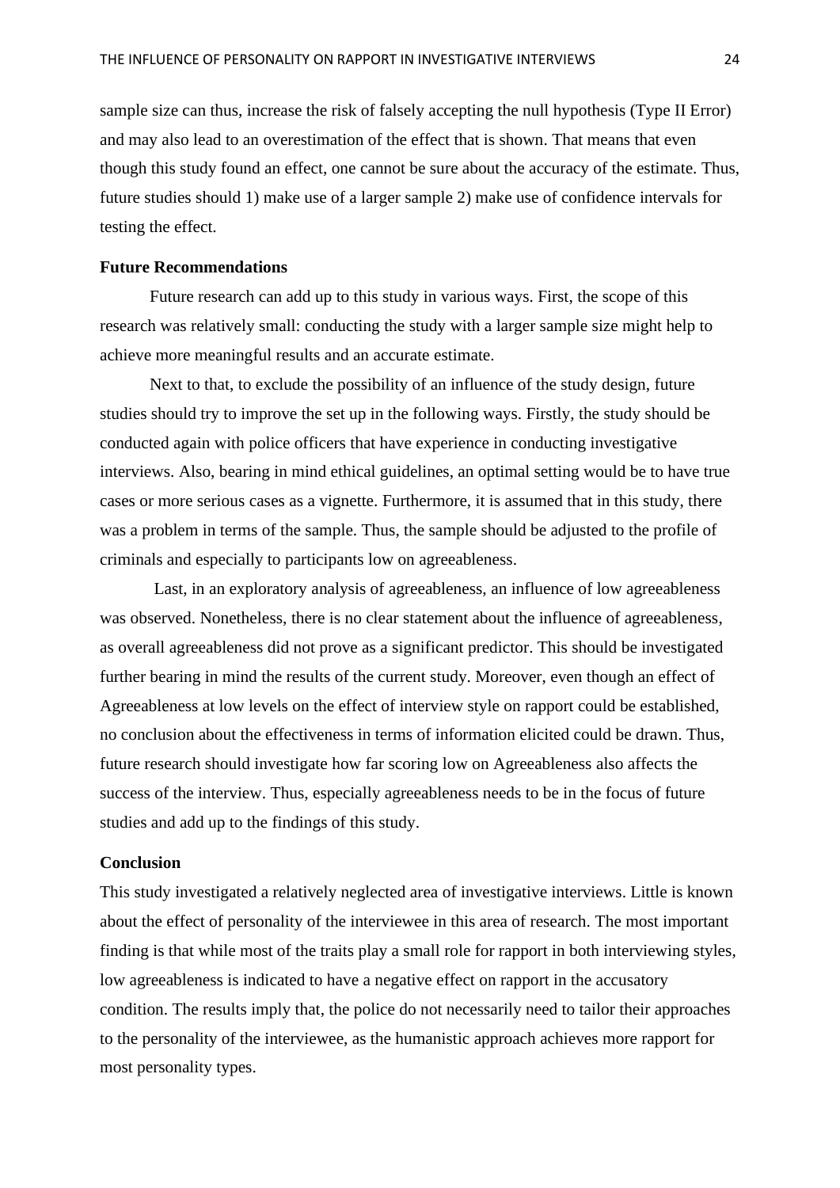sample size can thus, increase the risk of falsely accepting the null hypothesis (Type II Error) and may also lead to an overestimation of the effect that is shown. That means that even though this study found an effect, one cannot be sure about the accuracy of the estimate. Thus, future studies should 1) make use of a larger sample 2) make use of confidence intervals for testing the effect.

## Future Recommendations

Future research can add up to this study in various ways. First, the scope of this research was relatively small: conducting the study with a larger sample size might help to achieve more meaningful results and an accurate estimate.

Next to that, to exclude the possibility of an influence of the study design, future studies should try to improve the set up in the following ways. Firstly, the study should be conducted again with police officers that have experience in conducting investigative interviews. Also, bearing in mind ethical guidelines, an optimal setting would be to have true cases or more serious cases as a vignette. Furthermore, it is assumed that in this study, there was a problem in terms of the sample. Thus, the sample should be adjusted to the profile of criminals and especially to participants low on agreeableness.

Last, in an exploratory analysis of agreeableness, an influence of low agreeableness was observed. Nonetheless, there is no clear statement about the influence of agreeableness, as overall agreeableness did not prove as a significant predictor. This should be investigated further bearing in mind the results of the current study. Moreover, even though an effect of Agreeableness at low levels on the effect of interview style on rapport could be established, no conclusion about the effectiveness in terms of information elicited could be drawn. Thus, future research should investigate how far scoring low on Agreeableness also affects the success of the interview. Thus, especially agreeableness needs to be in the focus of future studies and add up to the findings of this study.

## Conclusion

This study investigated a relatively neglected area of investigative interviews. Little is known about the effect of personality of the interviewee in this area of research. The most important finding is that while most of the traits play a small role for rapport in both interviewing styles, low agreeableness is indicated to have a negative effect on rapport in the accusatory condition. The results imply that, the police do not necessarily need to tailor their approaches to the personality of the interviewee, as the humanistic approach achieves more rapport for most personality types.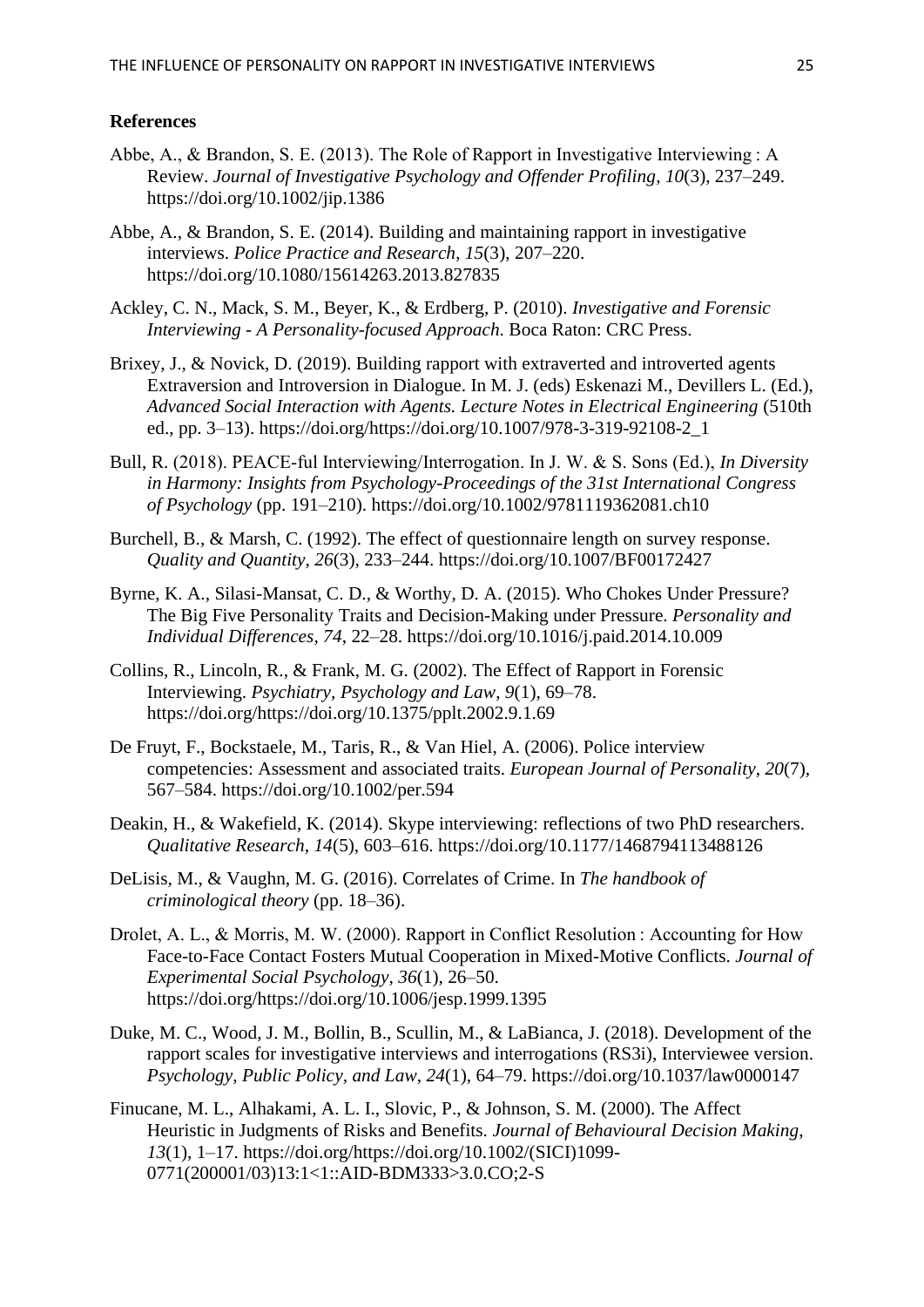## References

Abbe, A., & Brandon, S. E. (2013). The Role of Rapport in Investigative Interviewing : A Review. *Journal of Investigative Psychology and Offender Profiling*, *10*(3), 237–249. https://doi.org/10.1002/jip.1386

Abbe, A., & Brandon, S. E. (2014). Building and maintaining rapport in investigative interviews. *Police Practice and Research*, *15*(3), 207–220. https://doi.org/10.1080/15614263.2013.827835

Ackley, C. N., Mack, S. M., Beyer, K., & Erdberg, P. (2010). *Investigative and Forensic Interviewing - A Personality-focused Approach*. Boca Raton: CRC Press.

Brixey, J., & Novick, D. (2019). Building rapport with extraverted and introverted agents Extraversion and Introversion in Dialogue. In M. J. (eds) Eskenazi M., Devillers L. (Ed.), *Advanced Social Interaction with Agents. Lecture Notes in Electrical Engineering* (510th ed., pp. 3–13). https://doi.org/https://doi.org/10.1007/978-3-319-92108-2_1

Bull, R. (2018). PEACE-ful Interviewing/Interrogation. In J. W. & S. Sons (Ed.), *In Diversity in Harmony: Insights from Psychology-Proceedings of the 31st International Congress of Psychology* (pp. 191–210). https://doi.org/10.1002/9781119362081.ch10

Burchell, B., & Marsh, C. (1992). The effect of questionnaire length on survey response. *Quality and Quantity*, *26*(3), 233–244. https://doi.org/10.1007/BF00172427

Byrne, K. A., Silasi-Mansat, C. D., & Worthy, D. A. (2015). Who Chokes Under Pressure? The Big Five Personality Traits and Decision-Making under Pressure. *Personality and Individual Differences*, *74*, 22–28. https://doi.org/10.1016/j.paid.2014.10.009

Collins, R., Lincoln, R., & Frank, M. G. (2002). The Effect of Rapport in Forensic Interviewing. *Psychiatry, Psychology and Law*, *9*(1), 69–78. https://doi.org/https://doi.org/10.1375/pplt.2002.9.1.69

De Fruyt, F., Bockstaele, M., Taris, R., & Van Hiel, A. (2006). Police interview competencies: Assessment and associated traits. *European Journal of Personality*, *20*(7), 567–584. https://doi.org/10.1002/per.594

Deakin, H., & Wakefield, K. (2014). Skype interviewing: reflections of two PhD researchers. *Qualitative Research*, *14*(5), 603–616. https://doi.org/10.1177/1468794113488126

DeLisis, M., & Vaughn, M. G. (2016). Correlates of Crime. In *The handbook of criminological theory* (pp. 18–36).

Drolet, A. L., & Morris, M. W. (2000). Rapport in Conflict Resolution : Accounting for How Face-to-Face Contact Fosters Mutual Cooperation in Mixed-Motive Conflicts. *Journal of Experimental Social Psychology*, *36*(1), 26–50. https://doi.org/https://doi.org/10.1006/jesp.1999.1395

Duke, M. C., Wood, J. M., Bollin, B., Scullin, M., & LaBianca, J. (2018). Development of the rapport scales for investigative interviews and interrogations (RS3i), Interviewee version. *Psychology, Public Policy, and Law*, *24*(1), 64–79. https://doi.org/10.1037/law0000147

Finucane, M. L., Alhakami, A. L. I., Slovic, P., & Johnson, S. M. (2000). The Affect Heuristic in Judgments of Risks and Benefits. *Journal of Behavioural Decision Making*, *13*(1), 1–17. https://doi.org/https://doi.org/10.1002/(SICI)1099-0771(200001/03)13:1<1::AID-BDM333>3.0.CO;2-S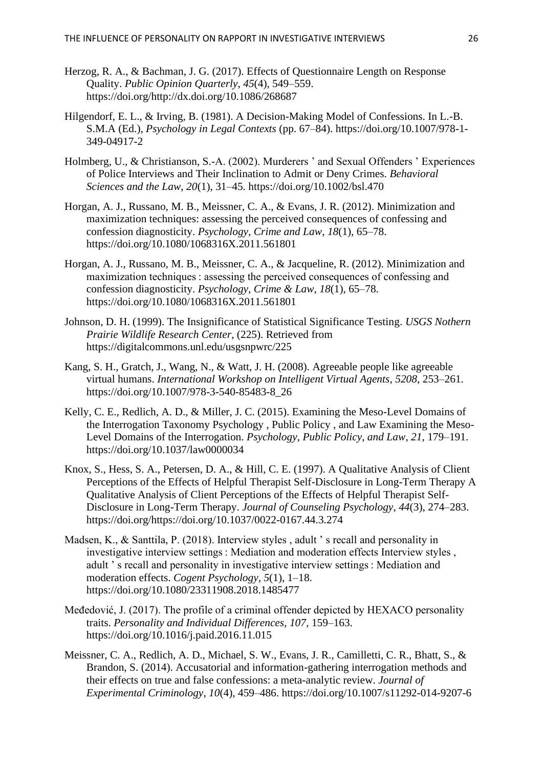Herzog, R. A., & Bachman, J. G. (2017). Effects of Questionnaire Length on Response Quality. *Public Opinion Quarterly*, *45*(4), 549–559. https://doi.org/http://dx.doi.org/10.1086/268687

Hilgendorf, E. L., & Irving, B. (1981). A Decision-Making Model of Confessions. In L.-B. S.M.A (Ed.), *Psychology in Legal Contexts* (pp. 67–84). https://doi.org/10.1007/978-1-349-04917-2

Holmberg, U., & Christianson, S.-A. (2002). Murderers ' and Sexual Offenders ' Experiences of Police Interviews and Their Inclination to Admit or Deny Crimes. *Behavioral Sciences and the Law*, *20*(1), 31–45. https://doi.org/10.1002/bsl.470

Horgan, A. J., Russano, M. B., Meissner, C. A., & Evans, J. R. (2012). Minimization and maximization techniques: assessing the perceived consequences of confessing and confession diagnosticity. *Psychology, Crime and Law*, *18*(1), 65–78. https://doi.org/10.1080/1068316X.2011.561801

Horgan, A. J., Russano, M. B., Meissner, C. A., & Jacqueline, R. (2012). Minimization and maximization techniques : assessing the perceived consequences of confessing and confession diagnosticity. *Psychology, Crime & Law*, *18*(1), 65–78. https://doi.org/10.1080/1068316X.2011.561801

Johnson, D. H. (1999). The Insignificance of Statistical Significance Testing. *USGS Nothern Prairie Wildlife Research Center*, (225). Retrieved from https://digitalcommons.unl.edu/usgsnpwrc/225

Kang, S. H., Gratch, J., Wang, N., & Watt, J. H. (2008). Agreeable people like agreeable virtual humans. *International Workshop on Intelligent Virtual Agents*, *5208*, 253–261. https://doi.org/10.1007/978-3-540-85483-8_26

Kelly, C. E., Redlich, A. D., & Miller, J. C. (2015). Examining the Meso-Level Domains of the Interrogation Taxonomy Psychology , Public Policy , and Law Examining the Meso-Level Domains of the Interrogation. *Psychology, Public Policy, and Law*, *21*, 179–191. https://doi.org/10.1037/law0000034

Knox, S., Hess, S. A., Petersen, D. A., & Hill, C. E. (1997). A Qualitative Analysis of Client Perceptions of the Effects of Helpful Therapist Self-Disclosure in Long-Term Therapy A Qualitative Analysis of Client Perceptions of the Effects of Helpful Therapist Self-Disclosure in Long-Term Therapy. *Journal of Counseling Psychology*, *44*(3), 274–283. https://doi.org/https://doi.org/10.1037/0022-0167.44.3.274

Madsen, K., & Santtila, P. (2018). Interview styles , adult ' s recall and personality in investigative interview settings : Mediation and moderation effects Interview styles , adult ' s recall and personality in investigative interview settings : Mediation and moderation effects. *Cogent Psychology*, *5*(1), 1–18. https://doi.org/10.1080/23311908.2018.1485477

Međedović, J. (2017). The profile of a criminal offender depicted by HEXACO personality traits. *Personality and Individual Differences*, *107*, 159–163. https://doi.org/10.1016/j.paid.2016.11.015

Meissner, C. A., Redlich, A. D., Michael, S. W., Evans, J. R., Camilletti, C. R., Bhatt, S., & Brandon, S. (2014). Accusatorial and information-gathering interrogation methods and their effects on true and false confessions: a meta-analytic review. *Journal of Experimental Criminology*, *10*(4), 459–486. https://doi.org/10.1007/s11292-014-9207-6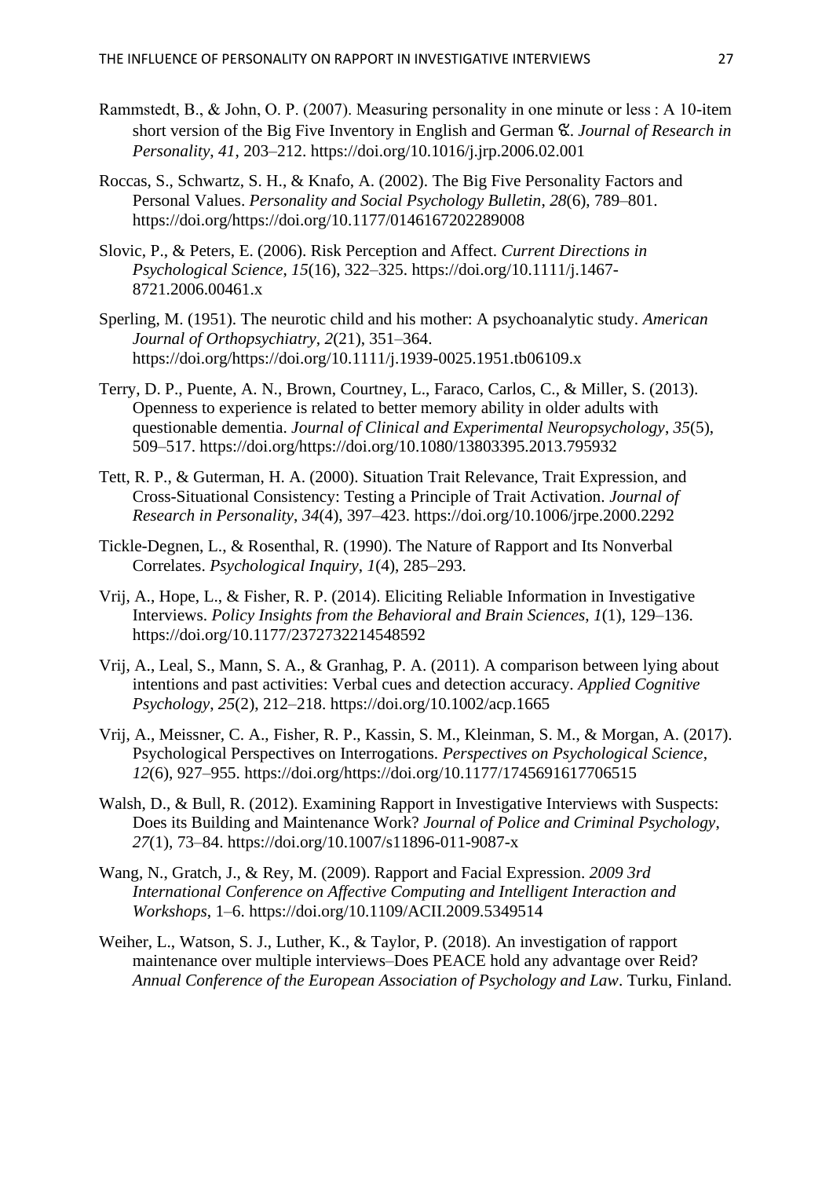Rammstedt, B., & John, O. P. (2007). Measuring personality in one minute or less : A 10-item short version of the Big Five Inventory in English and German ☆. *Journal of Research in Personality*, *41*, 203–212. https://doi.org/10.1016/j.jrp.2006.02.001

Roccas, S., Schwartz, S. H., & Knafo, A. (2002). The Big Five Personality Factors and Personal Values. *Personality and Social Psychology Bulletin*, *28*(6), 789–801. https://doi.org/https://doi.org/10.1177/0146167202289008

Slovic, P., & Peters, E. (2006). Risk Perception and Affect. *Current Directions in Psychological Science*, *15*(16), 322–325. https://doi.org/10.1111/j.1467-8721.2006.00461.x

Sperling, M. (1951). The neurotic child and his mother: A psychoanalytic study. *American Journal of Orthopsychiatry*, *2*(21), 351–364. https://doi.org/https://doi.org/10.1111/j.1939-0025.1951.tb06109.x

Terry, D. P., Puente, A. N., Brown, Courtney, L., Faraco, Carlos, C., & Miller, S. (2013). Openness to experience is related to better memory ability in older adults with questionable dementia. *Journal of Clinical and Experimental Neuropsychology*, *35*(5), 509–517. https://doi.org/https://doi.org/10.1080/13803395.2013.795932

Tett, R. P., & Guterman, H. A. (2000). Situation Trait Relevance, Trait Expression, and Cross-Situational Consistency: Testing a Principle of Trait Activation. *Journal of Research in Personality*, *34*(4), 397–423. https://doi.org/10.1006/jrpe.2000.2292

Tickle-Degnen, L., & Rosenthal, R. (1990). The Nature of Rapport and Its Nonverbal Correlates. *Psychological Inquiry*, *1*(4), 285–293.

Vrij, A., Hope, L., & Fisher, R. P. (2014). Eliciting Reliable Information in Investigative Interviews. *Policy Insights from the Behavioral and Brain Sciences*, *1*(1), 129–136. https://doi.org/10.1177/2372732214548592

Vrij, A., Leal, S., Mann, S. A., & Granhag, P. A. (2011). A comparison between lying about intentions and past activities: Verbal cues and detection accuracy. *Applied Cognitive Psychology*, *25*(2), 212–218. https://doi.org/10.1002/acp.1665

Vrij, A., Meissner, C. A., Fisher, R. P., Kassin, S. M., Kleinman, S. M., & Morgan, A. (2017). Psychological Perspectives on Interrogations. *Perspectives on Psychological Science*, *12*(6), 927–955. https://doi.org/https://doi.org/10.1177/1745691617706515

Walsh, D., & Bull, R. (2012). Examining Rapport in Investigative Interviews with Suspects: Does its Building and Maintenance Work? *Journal of Police and Criminal Psychology*, *27*(1), 73–84. https://doi.org/10.1007/s11896-011-9087-x

Wang, N., Gratch, J., & Rey, M. (2009). Rapport and Facial Expression. *2009 3rd International Conference on Affective Computing and Intelligent Interaction and Workshops*, 1–6. https://doi.org/10.1109/ACII.2009.5349514

Weiher, L., Watson, S. J., Luther, K., & Taylor, P. (2018). An investigation of rapport maintenance over multiple interviews–Does PEACE hold any advantage over Reid? *Annual Conference of the European Association of Psychology and Law*. Turku, Finland.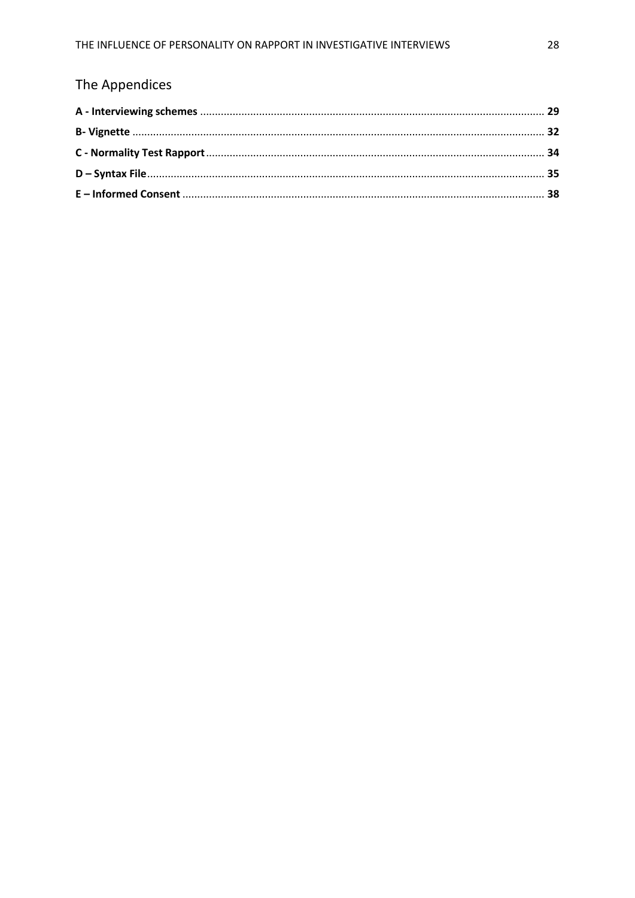# The Appendices

**A - Interviewing schemes** .................................................................................................................... **29**

**B- Vignette** ........................................................................................................................................... **32**

**C - Normality Test Rapport** .................................................................................................................. **34**

**D – Syntax File** ...................................................................................................................................... **35**

**E – Informed Consent** ........................................................................................................................... **38**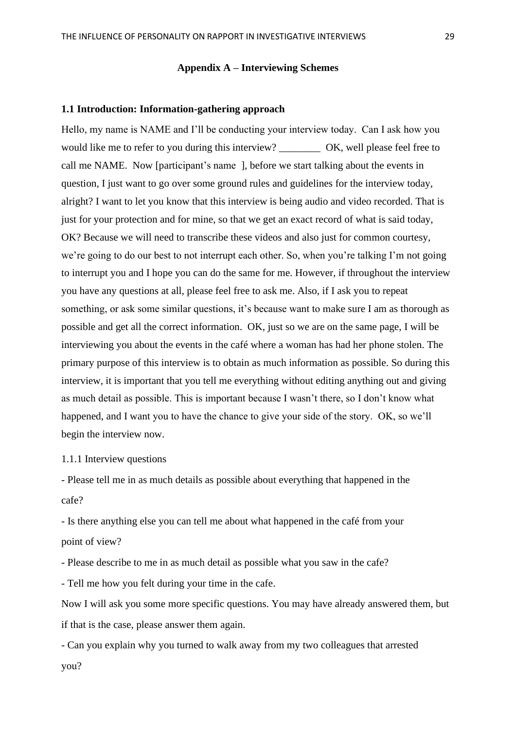## Appendix A – Interviewing Schemes

### 1.1 Introduction: Information-gathering approach

Hello, my name is NAME and I'll be conducting your interview today. Can I ask how you would like me to refer to you during this interview? ________ OK, well please feel free to call me NAME. Now [participant's name ], before we start talking about the events in question, I just want to go over some ground rules and guidelines for the interview today, alright? I want to let you know that this interview is being audio and video recorded. That is just for your protection and for mine, so that we get an exact record of what is said today, OK? Because we will need to transcribe these videos and also just for common courtesy, we're going to do our best to not interrupt each other. So, when you're talking I'm not going to interrupt you and I hope you can do the same for me. However, if throughout the interview you have any questions at all, please feel free to ask me. Also, if I ask you to repeat something, or ask some similar questions, it's because want to make sure I am as thorough as possible and get all the correct information. OK, just so we are on the same page, I will be interviewing you about the events in the café where a woman has had her phone stolen. The primary purpose of this interview is to obtain as much information as possible. So during this interview, it is important that you tell me everything without editing anything out and giving as much detail as possible. This is important because I wasn't there, so I don't know what happened, and I want you to have the chance to give your side of the story. OK, so we'll begin the interview now.

1.1.1 Interview questions

- Please tell me in as much details as possible about everything that happened in the cafe?
- Is there anything else you can tell me about what happened in the café from your point of view?
- Please describe to me in as much detail as possible what you saw in the cafe?
- Tell me how you felt during your time in the cafe.

Now I will ask you some more specific questions. You may have already answered them, but if that is the case, please answer them again.

- Can you explain why you turned to walk away from my two colleagues that arrested you?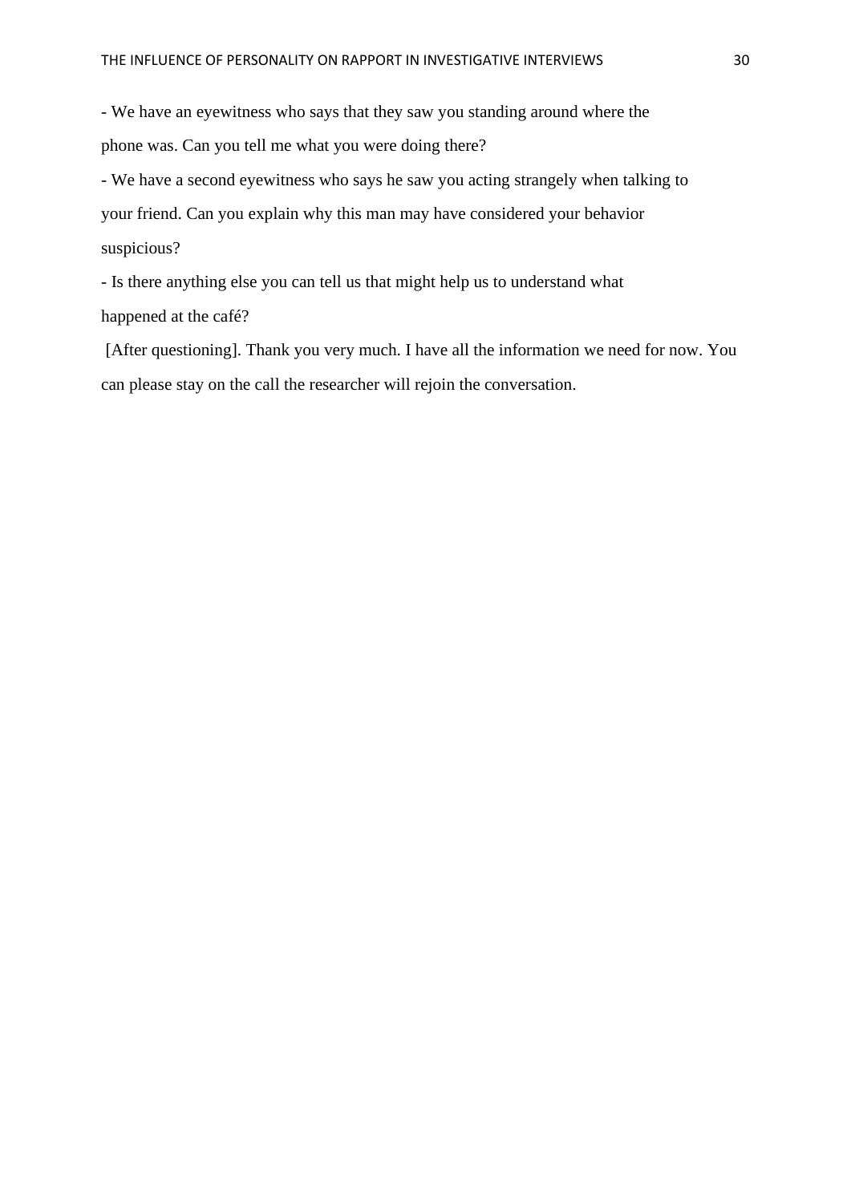- We have an eyewitness who says that they saw you standing around where the phone was. Can you tell me what you were doing there?
- We have a second eyewitness who says he saw you acting strangely when talking to your friend. Can you explain why this man may have considered your behavior suspicious?
- Is there anything else you can tell us that might help us to understand what happened at the café?

[After questioning]. Thank you very much. I have all the information we need for now. You can please stay on the call the researcher will rejoin the conversation.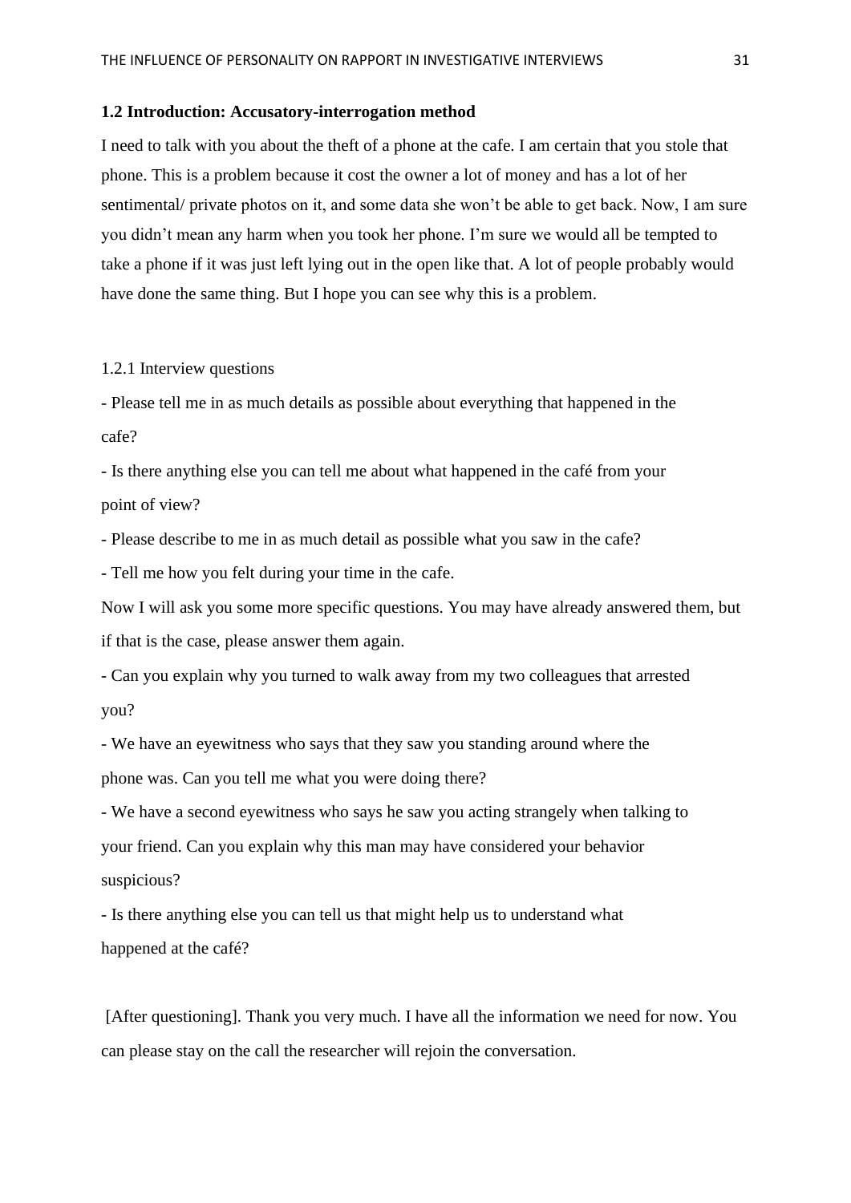**1.2 Introduction: Accusatory-interrogation method**

I need to talk with you about the theft of a phone at the cafe. I am certain that you stole that phone. This is a problem because it cost the owner a lot of money and has a lot of her sentimental/ private photos on it, and some data she won't be able to get back. Now, I am sure you didn't mean any harm when you took her phone. I'm sure we would all be tempted to take a phone if it was just left lying out in the open like that. A lot of people probably would have done the same thing. But I hope you can see why this is a problem.

1.2.1 Interview questions

- Please tell me in as much details as possible about everything that happened in the cafe?
- Is there anything else you can tell me about what happened in the café from your point of view?
- Please describe to me in as much detail as possible what you saw in the cafe?
- Tell me how you felt during your time in the cafe.

Now I will ask you some more specific questions. You may have already answered them, but if that is the case, please answer them again.

- Can you explain why you turned to walk away from my two colleagues that arrested you?
- We have an eyewitness who says that they saw you standing around where the phone was. Can you tell me what you were doing there?
- We have a second eyewitness who says he saw you acting strangely when talking to your friend. Can you explain why this man may have considered your behavior suspicious?
- Is there anything else you can tell us that might help us to understand what happened at the café?

[After questioning]. Thank you very much. I have all the information we need for now. You can please stay on the call the researcher will rejoin the conversation.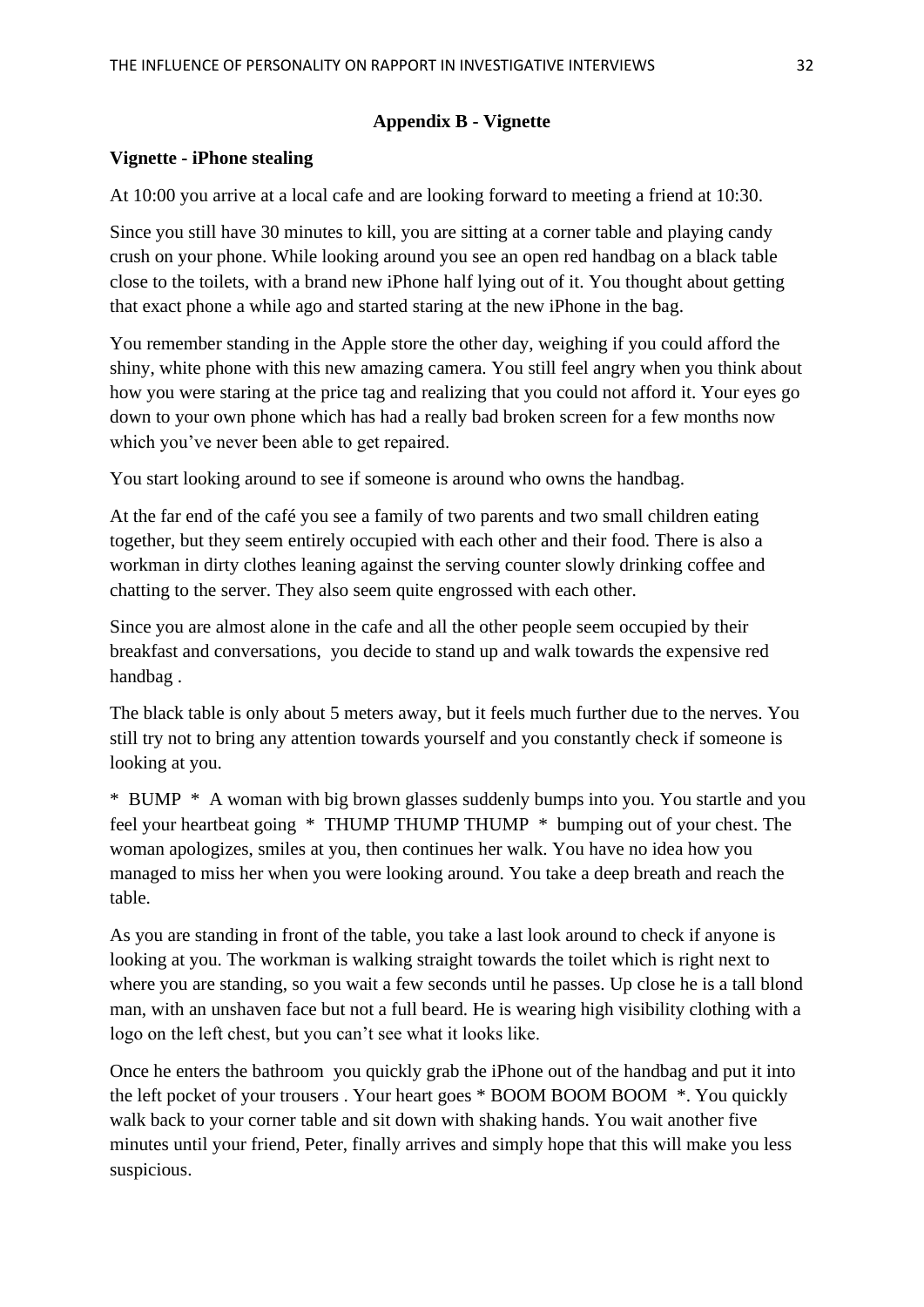## Appendix B - Vignette

**Vignette - iPhone stealing**

At 10:00 you arrive at a local cafe and are looking forward to meeting a friend at 10:30.

Since you still have 30 minutes to kill, you are sitting at a corner table and playing candy crush on your phone. While looking around you see an open red handbag on a black table close to the toilets, with a brand new iPhone half lying out of it. You thought about getting that exact phone a while ago and started staring at the new iPhone in the bag.

You remember standing in the Apple store the other day, weighing if you could afford the shiny, white phone with this new amazing camera. You still feel angry when you think about how you were staring at the price tag and realizing that you could not afford it. Your eyes go down to your own phone which has had a really bad broken screen for a few months now which you've never been able to get repaired.

You start looking around to see if someone is around who owns the handbag.

At the far end of the café you see a family of two parents and two small children eating together, but they seem entirely occupied with each other and their food. There is also a workman in dirty clothes leaning against the serving counter slowly drinking coffee and chatting to the server. They also seem quite engrossed with each other.

Since you are almost alone in the cafe and all the other people seem occupied by their breakfast and conversations, you decide to stand up and walk towards the expensive red handbag .

The black table is only about 5 meters away, but it feels much further due to the nerves. You still try not to bring any attention towards yourself and you constantly check if someone is looking at you.

* BUMP * A woman with big brown glasses suddenly bumps into you. You startle and you feel your heartbeat going * THUMP THUMP THUMP * bumping out of your chest. The woman apologizes, smiles at you, then continues her walk. You have no idea how you managed to miss her when you were looking around. You take a deep breath and reach the table.

As you are standing in front of the table, you take a last look around to check if anyone is looking at you. The workman is walking straight towards the toilet which is right next to where you are standing, so you wait a few seconds until he passes. Up close he is a tall blond man, with an unshaven face but not a full beard. He is wearing high visibility clothing with a logo on the left chest, but you can't see what it looks like.

Once he enters the bathroom you quickly grab the iPhone out of the handbag and put it into the left pocket of your trousers . Your heart goes * BOOM BOOM BOOM *. You quickly walk back to your corner table and sit down with shaking hands. You wait another five minutes until your friend, Peter, finally arrives and simply hope that this will make you less suspicious.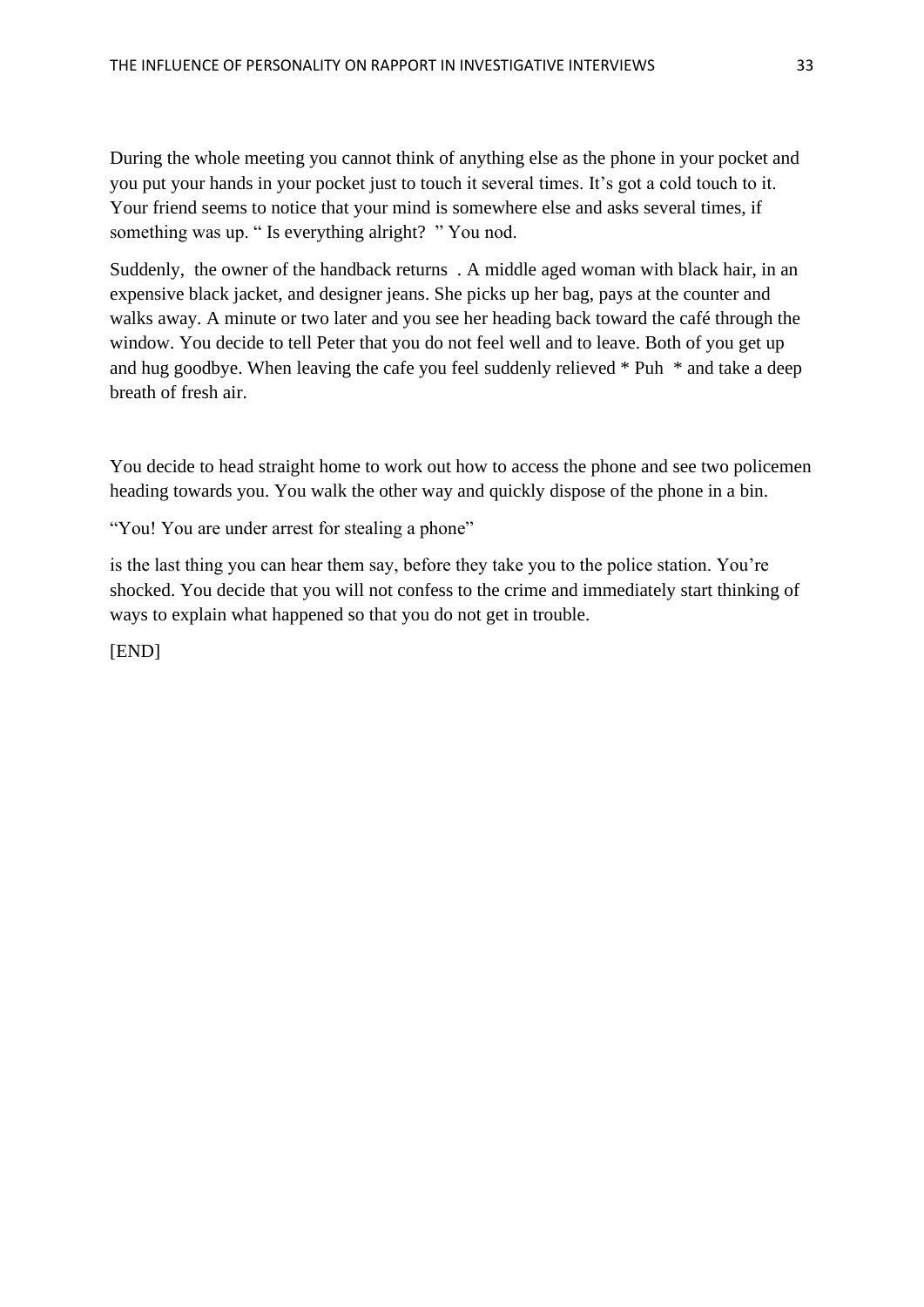During the whole meeting you cannot think of anything else as the phone in your pocket and you put your hands in your pocket just to touch it several times. It's got a cold touch to it. Your friend seems to notice that your mind is somewhere else and asks several times, if something was up. " Is everything alright? " You nod.

Suddenly, the owner of the handback returns . A middle aged woman with black hair, in an expensive black jacket, and designer jeans. She picks up her bag, pays at the counter and walks away. A minute or two later and you see her heading back toward the café through the window. You decide to tell Peter that you do not feel well and to leave. Both of you get up and hug goodbye. When leaving the cafe you feel suddenly relieved * Puh * and take a deep breath of fresh air.

You decide to head straight home to work out how to access the phone and see two policemen heading towards you. You walk the other way and quickly dispose of the phone in a bin.

"You! You are under arrest for stealing a phone"

is the last thing you can hear them say, before they take you to the police station. You're shocked. You decide that you will not confess to the crime and immediately start thinking of ways to explain what happened so that you do not get in trouble.

[END]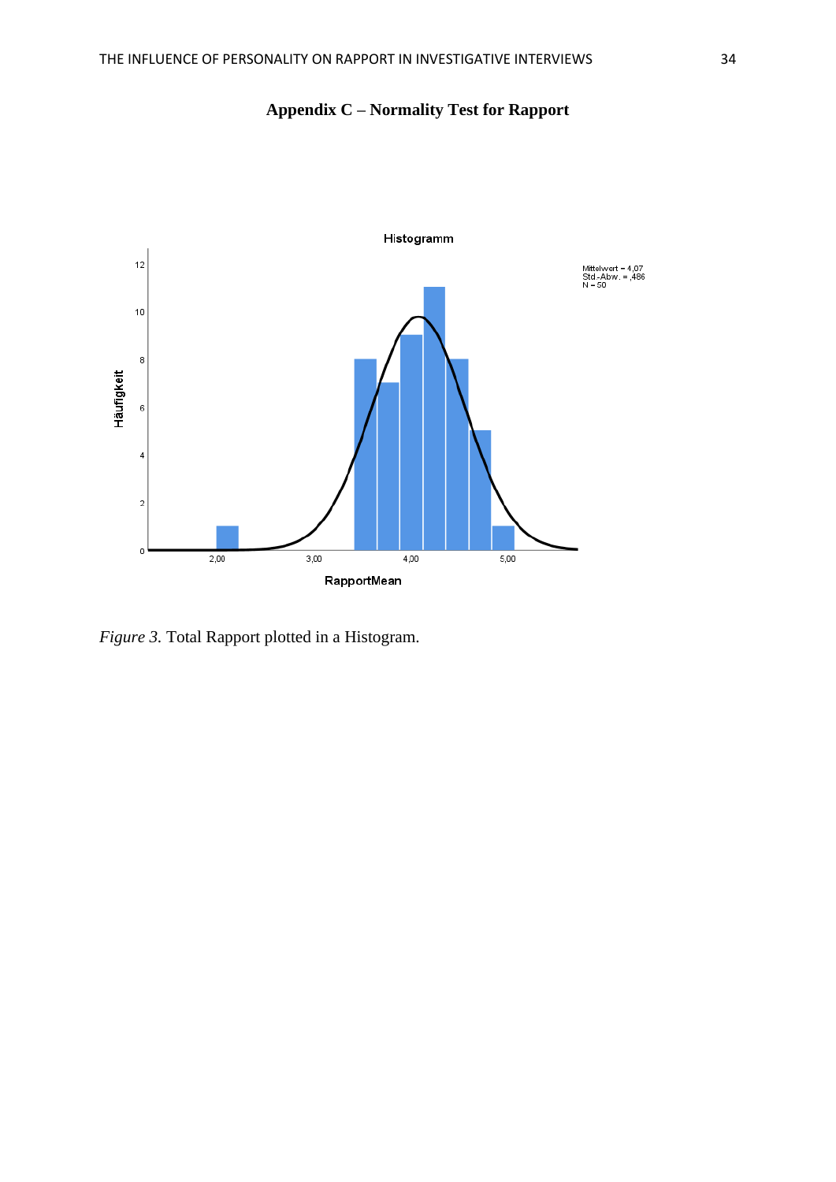## Appendix C – Normality Test for Rapport

*Figure 3.* Total Rapport plotted in a Histogram.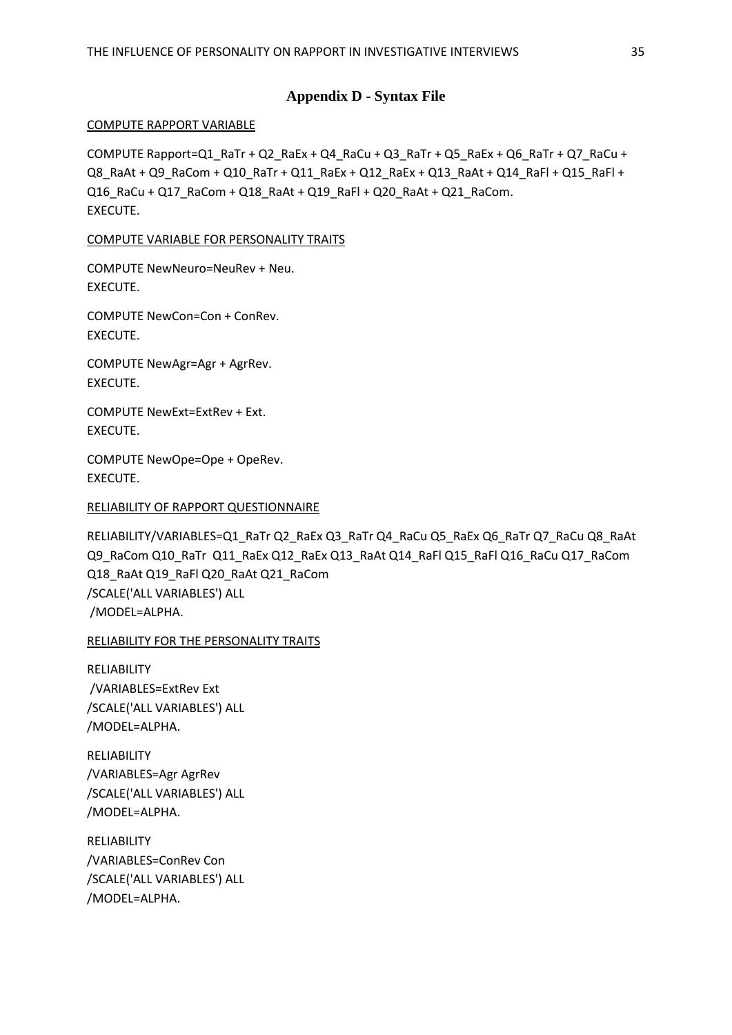## Appendix D - Syntax File

COMPUTE RAPPORT VARIABLE

```
COMPUTE Rapport=Q1_RaTr + Q2_RaEx + Q4_RaCu + Q3_RaTr + Q5_RaEx + Q6_RaTr + Q7_RaCu +
Q8_RaAt + Q9_RaCom + Q10_RaTr + Q11_RaEx + Q12_RaEx + Q13_RaAt + Q14_RaFl + Q15_RaFl +
Q16_RaCu + Q17_RaCom + Q18_RaAt + Q19_RaFl + Q20_RaAt + Q21_RaCom.
EXECUTE.
```

COMPUTE VARIABLE FOR PERSONALITY TRAITS

```
COMPUTE NewNeuro=NeuRev + Neu.
EXECUTE.

COMPUTE NewCon=Con + ConRev.
EXECUTE.

COMPUTE NewAgr=Agr + AgrRev.
EXECUTE.

COMPUTE NewExt=ExtRev + Ext.
EXECUTE.

COMPUTE NewOpe=Ope + OpeRev.
EXECUTE.
```

RELIABILITY OF RAPPORT QUESTIONNAIRE

```
RELIABILITY/VARIABLES=Q1_RaTr Q2_RaEx Q3_RaTr Q4_RaCu Q5_RaEx Q6_RaTr Q7_RaCu Q8_RaAt
Q9_RaCom Q10_RaTr  Q11_RaEx Q12_RaEx Q13_RaAt Q14_RaFl Q15_RaFl Q16_RaCu Q17_RaCom
Q18_RaAt Q19_RaFl Q20_RaAt Q21_RaCom
/SCALE('ALL VARIABLES') ALL
 /MODEL=ALPHA.
```

RELIABILITY FOR THE PERSONALITY TRAITS

```
RELIABILITY
 /VARIABLES=ExtRev Ext
/SCALE('ALL VARIABLES') ALL
/MODEL=ALPHA.

RELIABILITY
/VARIABLES=Agr AgrRev
/SCALE('ALL VARIABLES') ALL
/MODEL=ALPHA.

RELIABILITY
/VARIABLES=ConRev Con
/SCALE('ALL VARIABLES') ALL
/MODEL=ALPHA.
```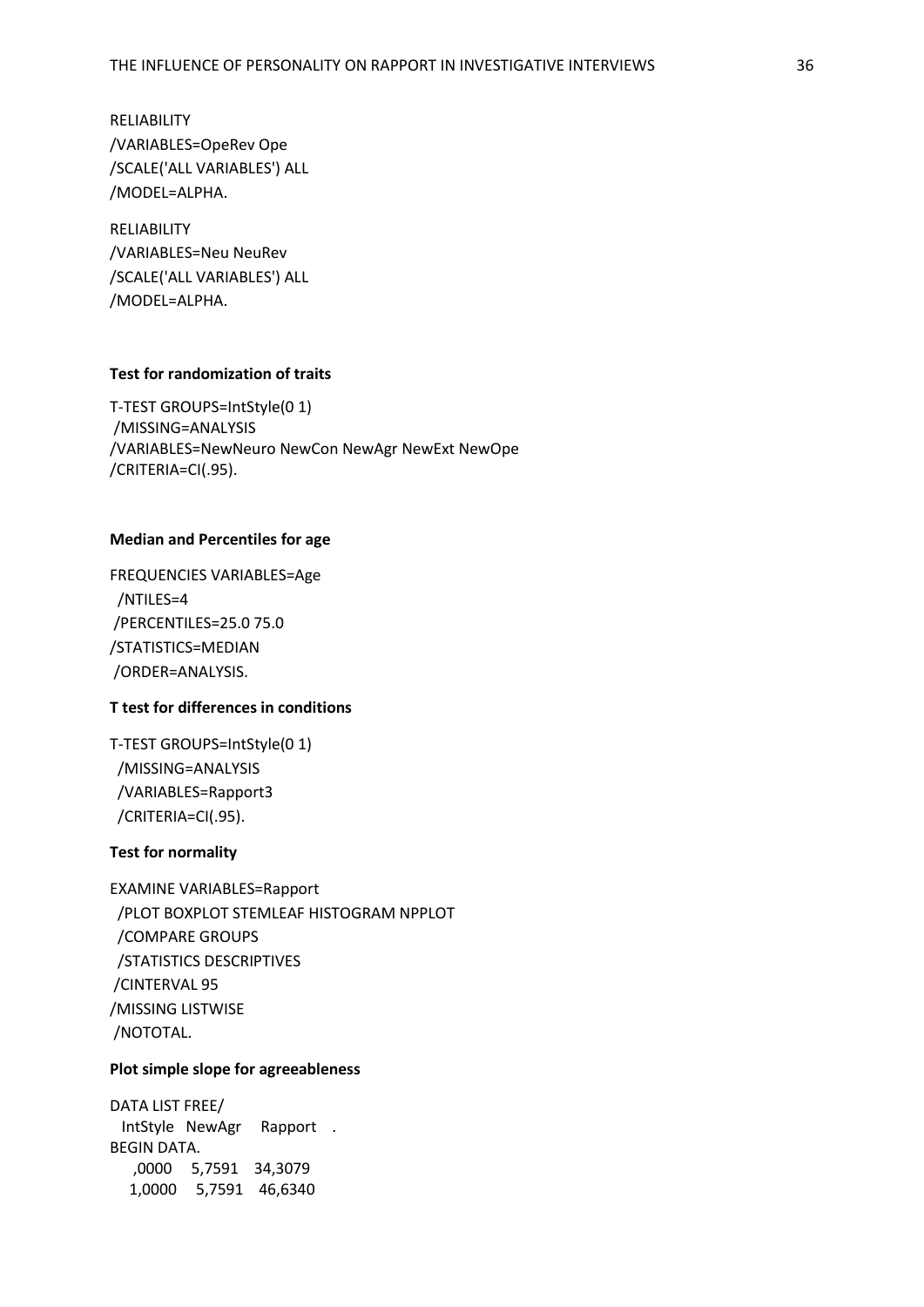```
RELIABILITY
/VARIABLES=OpeRev Ope
/SCALE('ALL VARIABLES') ALL
/MODEL=ALPHA.

RELIABILITY
/VARIABLES=Neu NeuRev
/SCALE('ALL VARIABLES') ALL
/MODEL=ALPHA.
```

**Test for randomization of traits**

```
T-TEST GROUPS=IntStyle(0 1)
 /MISSING=ANALYSIS
/VARIABLES=NewNeuro NewCon NewAgr NewExt NewOpe
/CRITERIA=CI(.95).
```

**Median and Percentiles for age**

```
FREQUENCIES VARIABLES=Age
  /NTILES=4
 /PERCENTILES=25.0 75.0
/STATISTICS=MEDIAN
 /ORDER=ANALYSIS.
```

**T test for differences in conditions**

```
T-TEST GROUPS=IntStyle(0 1)
  /MISSING=ANALYSIS
  /VARIABLES=Rapport3
  /CRITERIA=CI(.95).
```

**Test for normality**

```
EXAMINE VARIABLES=Rapport
  /PLOT BOXPLOT STEMLEAF HISTOGRAM NPPLOT
  /COMPARE GROUPS
  /STATISTICS DESCRIPTIVES
 /CINTERVAL 95
/MISSING LISTWISE
 /NOTOTAL.
```

**Plot simple slope for agreeableness**

```
DATA LIST FREE/
  IntStyle  NewAgr    Rapport   .
BEGIN DATA.
    ,0000    5,7591   34,3079
   1,0000    5,7591   46,6340
```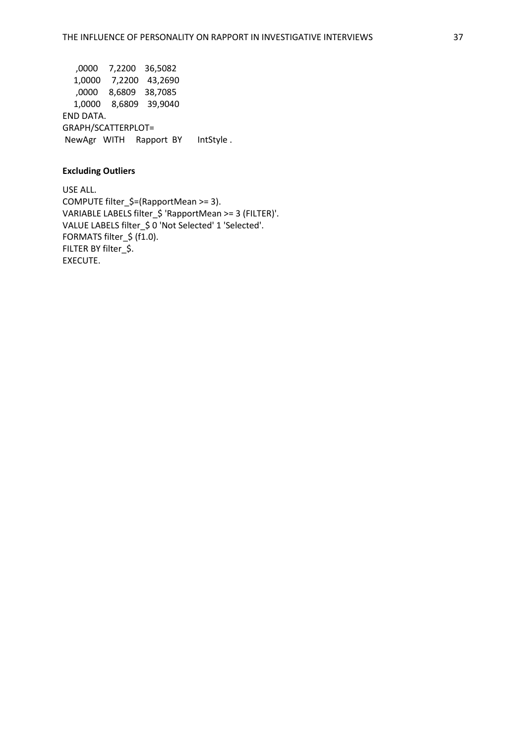```
     ,0000     7,2200    36,5082
    1,0000     7,2200    43,2690
     ,0000     8,6809    38,7085
    1,0000     8,6809    39,9040
END DATA.
GRAPH/SCATTERPLOT=
 NewAgr   WITH     Rapport  BY      IntStyle .
```

**Excluding Outliers**

```
USE ALL.
COMPUTE filter_$=(RapportMean >= 3).
VARIABLE LABELS filter_$ 'RapportMean >= 3 (FILTER)'.
VALUE LABELS filter_$ 0 'Not Selected' 1 'Selected'.
FORMATS filter_$ (f1.0).
FILTER BY filter_$.
EXECUTE.
```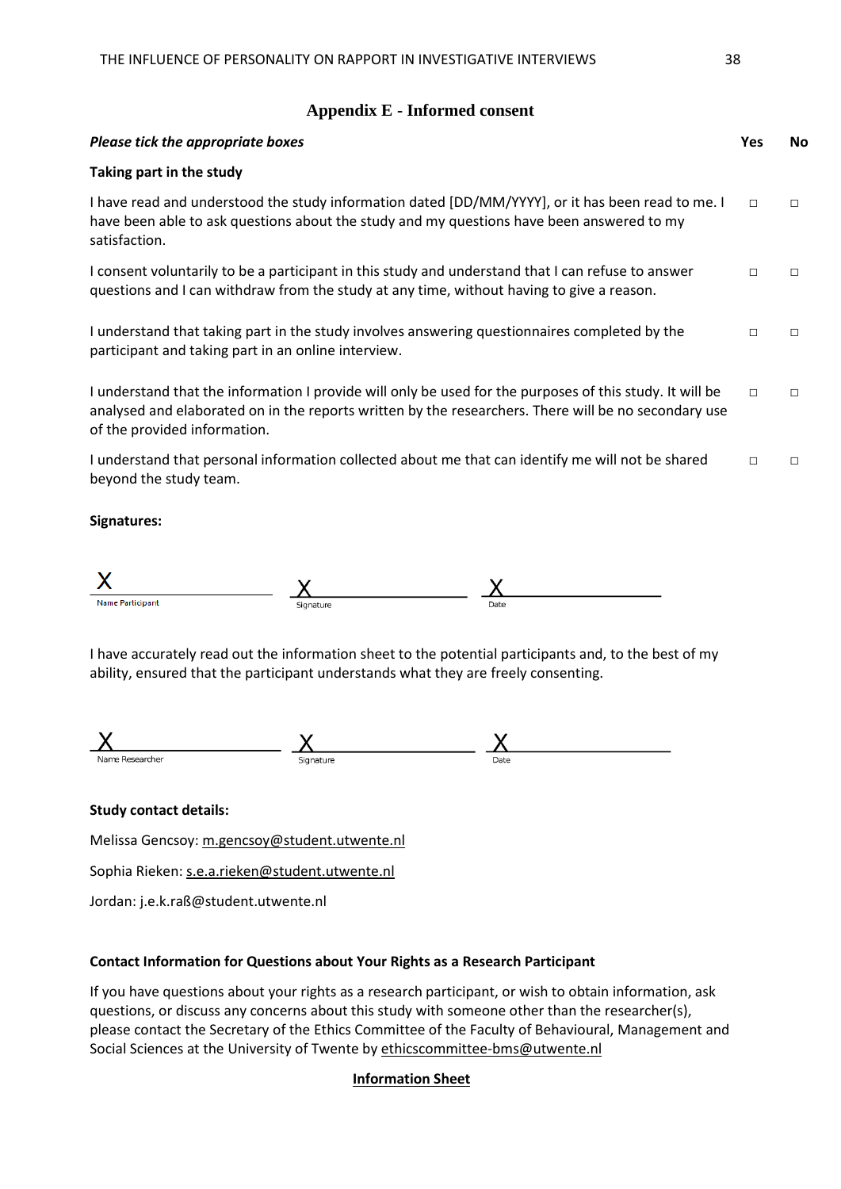## Appendix E - Informed consent

| ***Please tick the appropriate boxes*** | **Yes** | **No** |
|---|---|---|
| **Taking part in the study** | | |
| I have read and understood the study information dated [DD/MM/YYYY], or it has been read to me. I have been able to ask questions about the study and my questions have been answered to my satisfaction. | □ | □ |
| I consent voluntarily to be a participant in this study and understand that I can refuse to answer questions and I can withdraw from the study at any time, without having to give a reason. | □ | □ |
| I understand that taking part in the study involves answering questionnaires completed by the participant and taking part in an online interview. | □ | □ |
| I understand that the information I provide will only be used for the purposes of this study. It will be analysed and elaborated on in the reports written by the researchers. There will be no secondary use of the provided information. | □ | □ |
| I understand that personal information collected about me that can identify me will not be shared beyond the study team. | □ | □ |

**Signatures:**

X ______________________ X ______________________ X ______________________

Name Participant Signature Date

I have accurately read out the information sheet to the potential participants and, to the best of my ability, ensured that the participant understands what they are freely consenting.

X ______________________ X ______________________ X ______________________

Name Researcher Signature Date

**Study contact details:**

Melissa Gencsoy: m.gencsoy@student.utwente.nl

Sophia Rieken: s.e.a.rieken@student.utwente.nl

Jordan: j.e.k.raß@student.utwente.nl

**Contact Information for Questions about Your Rights as a Research Participant**

If you have questions about your rights as a research participant, or wish to obtain information, ask questions, or discuss any concerns about this study with someone other than the researcher(s), please contact the Secretary of the Ethics Committee of the Faculty of Behavioural, Management and Social Sciences at the University of Twente by ethicscommittee-bms@utwente.nl

**Information Sheet**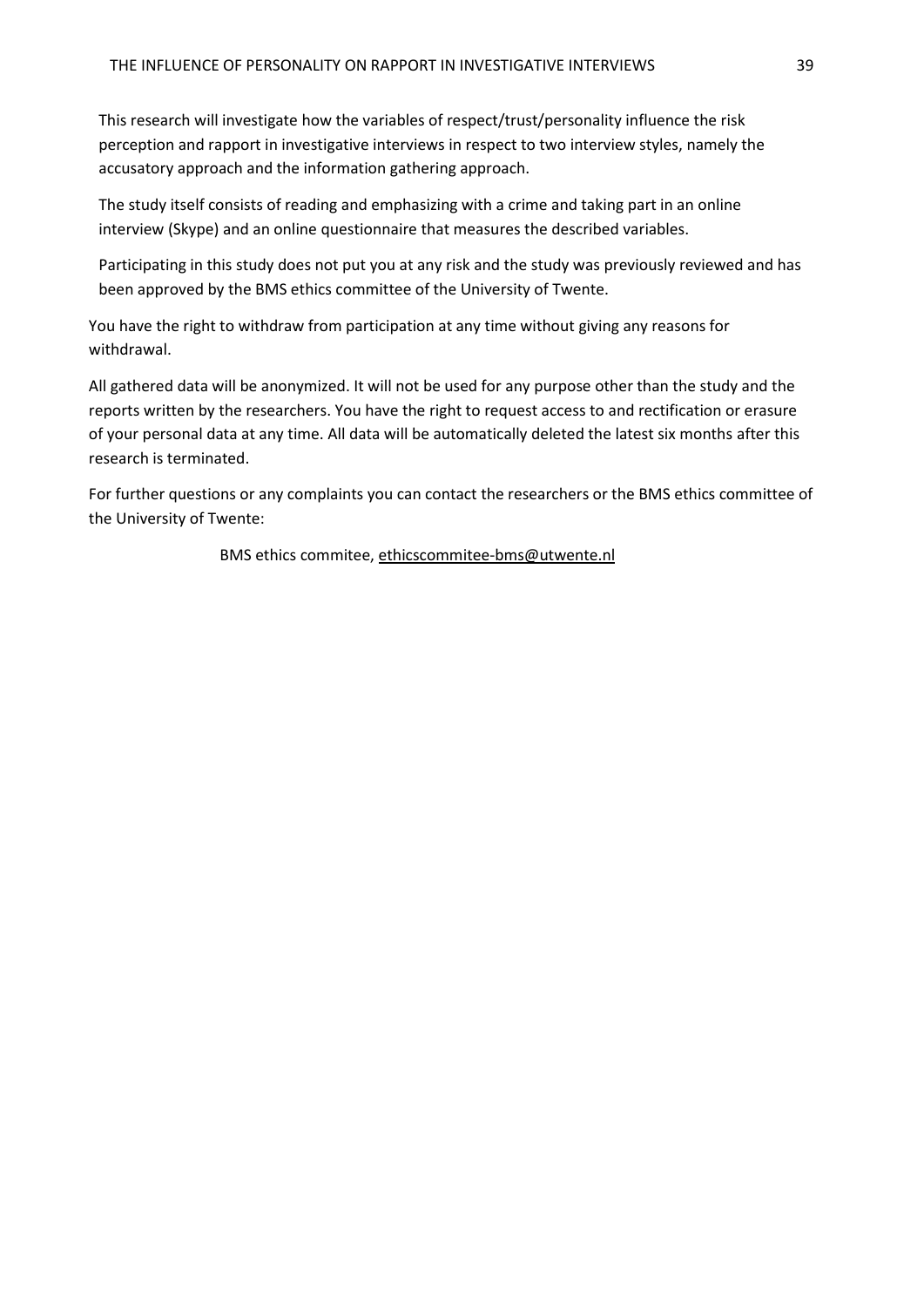This research will investigate how the variables of respect/trust/personality influence the risk perception and rapport in investigative interviews in respect to two interview styles, namely the accusatory approach and the information gathering approach.

The study itself consists of reading and emphasizing with a crime and taking part in an online interview (Skype) and an online questionnaire that measures the described variables.

Participating in this study does not put you at any risk and the study was previously reviewed and has been approved by the BMS ethics committee of the University of Twente.

You have the right to withdraw from participation at any time without giving any reasons for withdrawal.

All gathered data will be anonymized. It will not be used for any purpose other than the study and the reports written by the researchers. You have the right to request access to and rectification or erasure of your personal data at any time. All data will be automatically deleted the latest six months after this research is terminated.

For further questions or any complaints you can contact the researchers or the BMS ethics committee of the University of Twente:

BMS ethics commitee, ethicscommitee-bms@utwente.nl